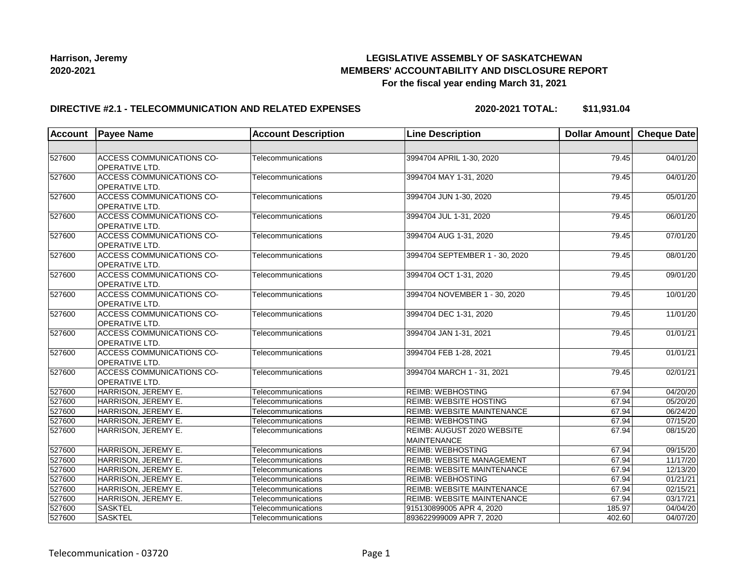**Harrison, Jeremy**
**2020-2021**

# LEGISLATIVE ASSEMBLY OF SASKATCHEWAN
## MEMBERS' ACCOUNTABILITY AND DISCLOSURE REPORT
### For the fiscal year ending March 31, 2021

**DIRECTIVE #2.1 - TELECOMMUNICATION AND RELATED EXPENSES** **2020-2021 TOTAL: $11,931.04**

| Account | Payee Name | Account Description | Line Description | Dollar Amount | Cheque Date |
|---|---|---|---|---|---|
| | | | | | |
| 527600 | ACCESS COMMUNICATIONS CO-OPERATIVE LTD. | Telecommunications | 3994704 APRIL 1-30, 2020 | 79.45 | 04/01/20 |
| 527600 | ACCESS COMMUNICATIONS CO-OPERATIVE LTD. | Telecommunications | 3994704 MAY 1-31, 2020 | 79.45 | 04/01/20 |
| 527600 | ACCESS COMMUNICATIONS CO-OPERATIVE LTD. | Telecommunications | 3994704 JUN 1-30, 2020 | 79.45 | 05/01/20 |
| 527600 | ACCESS COMMUNICATIONS CO-OPERATIVE LTD. | Telecommunications | 3994704 JUL 1-31, 2020 | 79.45 | 06/01/20 |
| 527600 | ACCESS COMMUNICATIONS CO-OPERATIVE LTD. | Telecommunications | 3994704 AUG 1-31, 2020 | 79.45 | 07/01/20 |
| 527600 | ACCESS COMMUNICATIONS CO-OPERATIVE LTD. | Telecommunications | 3994704 SEPTEMBER 1 - 30, 2020 | 79.45 | 08/01/20 |
| 527600 | ACCESS COMMUNICATIONS CO-OPERATIVE LTD. | Telecommunications | 3994704 OCT 1-31, 2020 | 79.45 | 09/01/20 |
| 527600 | ACCESS COMMUNICATIONS CO-OPERATIVE LTD. | Telecommunications | 3994704 NOVEMBER 1 - 30, 2020 | 79.45 | 10/01/20 |
| 527600 | ACCESS COMMUNICATIONS CO-OPERATIVE LTD. | Telecommunications | 3994704 DEC 1-31, 2020 | 79.45 | 11/01/20 |
| 527600 | ACCESS COMMUNICATIONS CO-OPERATIVE LTD. | Telecommunications | 3994704 JAN 1-31, 2021 | 79.45 | 01/01/21 |
| 527600 | ACCESS COMMUNICATIONS CO-OPERATIVE LTD. | Telecommunications | 3994704 FEB 1-28, 2021 | 79.45 | 01/01/21 |
| 527600 | ACCESS COMMUNICATIONS CO-OPERATIVE LTD. | Telecommunications | 3994704 MARCH 1 - 31, 2021 | 79.45 | 02/01/21 |
| 527600 | HARRISON, JEREMY E. | Telecommunications | REIMB: WEBHOSTING | 67.94 | 04/20/20 |
| 527600 | HARRISON, JEREMY E. | Telecommunications | REIMB: WEBSITE HOSTING | 67.94 | 05/20/20 |
| 527600 | HARRISON, JEREMY E. | Telecommunications | REIMB: WEBSITE MAINTENANCE | 67.94 | 06/24/20 |
| 527600 | HARRISON, JEREMY E. | Telecommunications | REIMB: WEBHOSTING | 67.94 | 07/15/20 |
| 527600 | HARRISON, JEREMY E. | Telecommunications | REIMB: AUGUST 2020 WEBSITE MAINTENANCE | 67.94 | 08/15/20 |
| 527600 | HARRISON, JEREMY E. | Telecommunications | REIMB: WEBHOSTING | 67.94 | 09/15/20 |
| 527600 | HARRISON, JEREMY E. | Telecommunications | REIMB: WEBSITE MANAGEMENT | 67.94 | 11/17/20 |
| 527600 | HARRISON, JEREMY E. | Telecommunications | REIMB: WEBSITE MAINTENANCE | 67.94 | 12/13/20 |
| 527600 | HARRISON, JEREMY E. | Telecommunications | REIMB: WEBHOSTING | 67.94 | 01/21/21 |
| 527600 | HARRISON, JEREMY E. | Telecommunications | REIMB: WEBSITE MAINTENANCE | 67.94 | 02/15/21 |
| 527600 | HARRISON, JEREMY E. | Telecommunications | REIMB: WEBSITE MAINTENANCE | 67.94 | 03/17/21 |
| 527600 | SASKTEL | Telecommunications | 915130899005 APR 4, 2020 | 185.97 | 04/04/20 |
| 527600 | SASKTEL | Telecommunications | 893622999009 APR 7, 2020 | 402.60 | 04/07/20 |

Telecommunication - 03720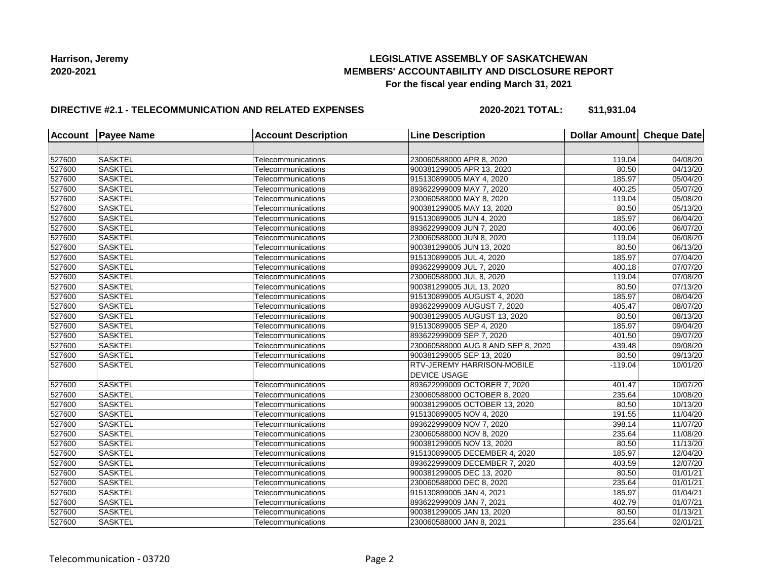**Harrison, Jeremy**
**2020-2021**

**LEGISLATIVE ASSEMBLY OF SASKATCHEWAN**
**MEMBERS' ACCOUNTABILITY AND DISCLOSURE REPORT**
**For the fiscal year ending March 31, 2021**

**DIRECTIVE #2.1 - TELECOMMUNICATION AND RELATED EXPENSES** **2020-2021 TOTAL: $11,931.04**

| Account | Payee Name | Account Description | Line Description | Dollar Amount | Cheque Date |
|---|---|---|---|---|---|
| | | | | | |
| 527600 | SASKTEL | Telecommunications | 230060588000 APR 8, 2020 | 119.04 | 04/08/20 |
| 527600 | SASKTEL | Telecommunications | 900381299005 APR 13, 2020 | 80.50 | 04/13/20 |
| 527600 | SASKTEL | Telecommunications | 915130899005 MAY 4, 2020 | 185.97 | 05/04/20 |
| 527600 | SASKTEL | Telecommunications | 893622999009 MAY 7, 2020 | 400.25 | 05/07/20 |
| 527600 | SASKTEL | Telecommunications | 230060588000 MAY 8, 2020 | 119.04 | 05/08/20 |
| 527600 | SASKTEL | Telecommunications | 900381299005 MAY 13, 2020 | 80.50 | 05/13/20 |
| 527600 | SASKTEL | Telecommunications | 915130899005 JUN 4, 2020 | 185.97 | 06/04/20 |
| 527600 | SASKTEL | Telecommunications | 893622999009 JUN 7, 2020 | 400.06 | 06/07/20 |
| 527600 | SASKTEL | Telecommunications | 230060588000 JUN 8, 2020 | 119.04 | 06/08/20 |
| 527600 | SASKTEL | Telecommunications | 900381299005 JUN 13, 2020 | 80.50 | 06/13/20 |
| 527600 | SASKTEL | Telecommunications | 915130899005 JUL 4, 2020 | 185.97 | 07/04/20 |
| 527600 | SASKTEL | Telecommunications | 893622999009 JUL 7, 2020 | 400.18 | 07/07/20 |
| 527600 | SASKTEL | Telecommunications | 230060588000 JUL 8, 2020 | 119.04 | 07/08/20 |
| 527600 | SASKTEL | Telecommunications | 900381299005 JUL 13, 2020 | 80.50 | 07/13/20 |
| 527600 | SASKTEL | Telecommunications | 915130899005 AUGUST 4, 2020 | 185.97 | 08/04/20 |
| 527600 | SASKTEL | Telecommunications | 893622999009 AUGUST 7, 2020 | 405.47 | 08/07/20 |
| 527600 | SASKTEL | Telecommunications | 900381299005 AUGUST 13, 2020 | 80.50 | 08/13/20 |
| 527600 | SASKTEL | Telecommunications | 915130899005 SEP 4, 2020 | 185.97 | 09/04/20 |
| 527600 | SASKTEL | Telecommunications | 893622999009 SEP 7, 2020 | 401.50 | 09/07/20 |
| 527600 | SASKTEL | Telecommunications | 230060588000 AUG 8 AND SEP 8, 2020 | 439.48 | 09/08/20 |
| 527600 | SASKTEL | Telecommunications | 900381299005 SEP 13, 2020 | 80.50 | 09/13/20 |
| 527600 | SASKTEL | Telecommunications | RTV-JEREMY HARRISON-MOBILE DEVICE USAGE | -119.04 | 10/01/20 |
| 527600 | SASKTEL | Telecommunications | 893622999009 OCTOBER 7, 2020 | 401.47 | 10/07/20 |
| 527600 | SASKTEL | Telecommunications | 230060588000 OCTOBER 8, 2020 | 235.64 | 10/08/20 |
| 527600 | SASKTEL | Telecommunications | 900381299005 OCTOBER 13, 2020 | 80.50 | 10/13/20 |
| 527600 | SASKTEL | Telecommunications | 915130899005 NOV 4, 2020 | 191.55 | 11/04/20 |
| 527600 | SASKTEL | Telecommunications | 893622999009 NOV 7, 2020 | 398.14 | 11/07/20 |
| 527600 | SASKTEL | Telecommunications | 230060588000 NOV 8, 2020 | 235.64 | 11/08/20 |
| 527600 | SASKTEL | Telecommunications | 900381299005 NOV 13, 2020 | 80.50 | 11/13/20 |
| 527600 | SASKTEL | Telecommunications | 915130899005 DECEMBER 4, 2020 | 185.97 | 12/04/20 |
| 527600 | SASKTEL | Telecommunications | 893622999009 DECEMBER 7, 2020 | 403.59 | 12/07/20 |
| 527600 | SASKTEL | Telecommunications | 900381299005 DEC 13, 2020 | 80.50 | 01/01/21 |
| 527600 | SASKTEL | Telecommunications | 230060588000 DEC 8, 2020 | 235.64 | 01/01/21 |
| 527600 | SASKTEL | Telecommunications | 915130899005 JAN 4, 2021 | 185.97 | 01/04/21 |
| 527600 | SASKTEL | Telecommunications | 893622999009 JAN 7, 2021 | 402.79 | 01/07/21 |
| 527600 | SASKTEL | Telecommunications | 900381299005 JAN 13, 2020 | 80.50 | 01/13/21 |
| 527600 | SASKTEL | Telecommunications | 230060588000 JAN 8, 2021 | 235.64 | 02/01/21 |

Telecommunication - 03720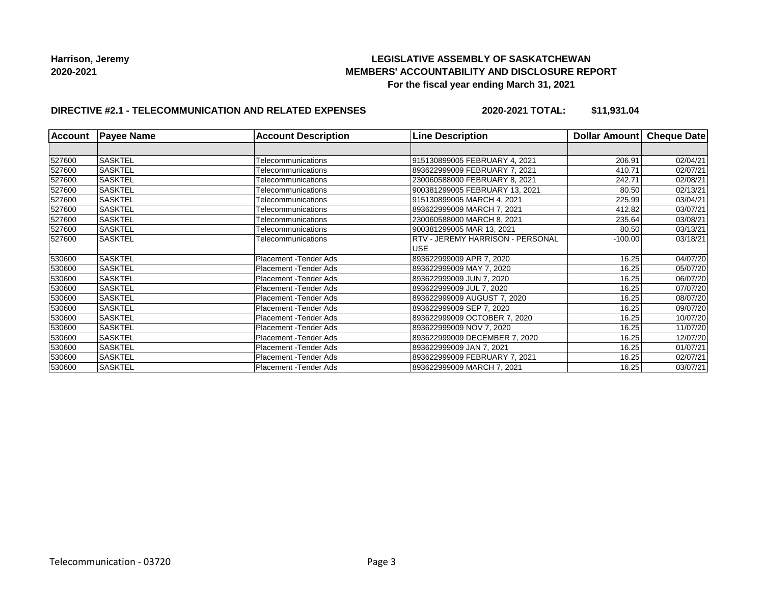**Harrison, Jeremy**
**2020-2021**

**LEGISLATIVE ASSEMBLY OF SASKATCHEWAN**
**MEMBERS' ACCOUNTABILITY AND DISCLOSURE REPORT**
**For the fiscal year ending March 31, 2021**

**DIRECTIVE #2.1 - TELECOMMUNICATION AND RELATED EXPENSES** **2020-2021 TOTAL: $11,931.04**

| Account | Payee Name | Account Description | Line Description | Dollar Amount | Cheque Date |
|---|---|---|---|---|---|
| | | | | | |
| 527600 | SASKTEL | Telecommunications | 915130899005 FEBRUARY 4, 2021 | 206.91 | 02/04/21 |
| 527600 | SASKTEL | Telecommunications | 893622999009 FEBRUARY 7, 2021 | 410.71 | 02/07/21 |
| 527600 | SASKTEL | Telecommunications | 230060588000 FEBRUARY 8, 2021 | 242.71 | 02/08/21 |
| 527600 | SASKTEL | Telecommunications | 900381299005 FEBRUARY 13, 2021 | 80.50 | 02/13/21 |
| 527600 | SASKTEL | Telecommunications | 915130899005 MARCH 4, 2021 | 225.99 | 03/04/21 |
| 527600 | SASKTEL | Telecommunications | 893622999009 MARCH 7, 2021 | 412.82 | 03/07/21 |
| 527600 | SASKTEL | Telecommunications | 230060588000 MARCH 8, 2021 | 235.64 | 03/08/21 |
| 527600 | SASKTEL | Telecommunications | 900381299005 MAR 13, 2021 | 80.50 | 03/13/21 |
| 527600 | SASKTEL | Telecommunications | RTV - JEREMY HARRISON - PERSONAL USE | -100.00 | 03/18/21 |
| 530600 | SASKTEL | Placement -Tender Ads | 893622999009 APR 7, 2020 | 16.25 | 04/07/20 |
| 530600 | SASKTEL | Placement -Tender Ads | 893622999009 MAY 7, 2020 | 16.25 | 05/07/20 |
| 530600 | SASKTEL | Placement -Tender Ads | 893622999009 JUN 7, 2020 | 16.25 | 06/07/20 |
| 530600 | SASKTEL | Placement -Tender Ads | 893622999009 JUL 7, 2020 | 16.25 | 07/07/20 |
| 530600 | SASKTEL | Placement -Tender Ads | 893622999009 AUGUST 7, 2020 | 16.25 | 08/07/20 |
| 530600 | SASKTEL | Placement -Tender Ads | 893622999009 SEP 7, 2020 | 16.25 | 09/07/20 |
| 530600 | SASKTEL | Placement -Tender Ads | 893622999009 OCTOBER 7, 2020 | 16.25 | 10/07/20 |
| 530600 | SASKTEL | Placement -Tender Ads | 893622999009 NOV 7, 2020 | 16.25 | 11/07/20 |
| 530600 | SASKTEL | Placement -Tender Ads | 893622999009 DECEMBER 7, 2020 | 16.25 | 12/07/20 |
| 530600 | SASKTEL | Placement -Tender Ads | 893622999009 JAN 7, 2021 | 16.25 | 01/07/21 |
| 530600 | SASKTEL | Placement -Tender Ads | 893622999009 FEBRUARY 7, 2021 | 16.25 | 02/07/21 |
| 530600 | SASKTEL | Placement -Tender Ads | 893622999009 MARCH 7, 2021 | 16.25 | 03/07/21 |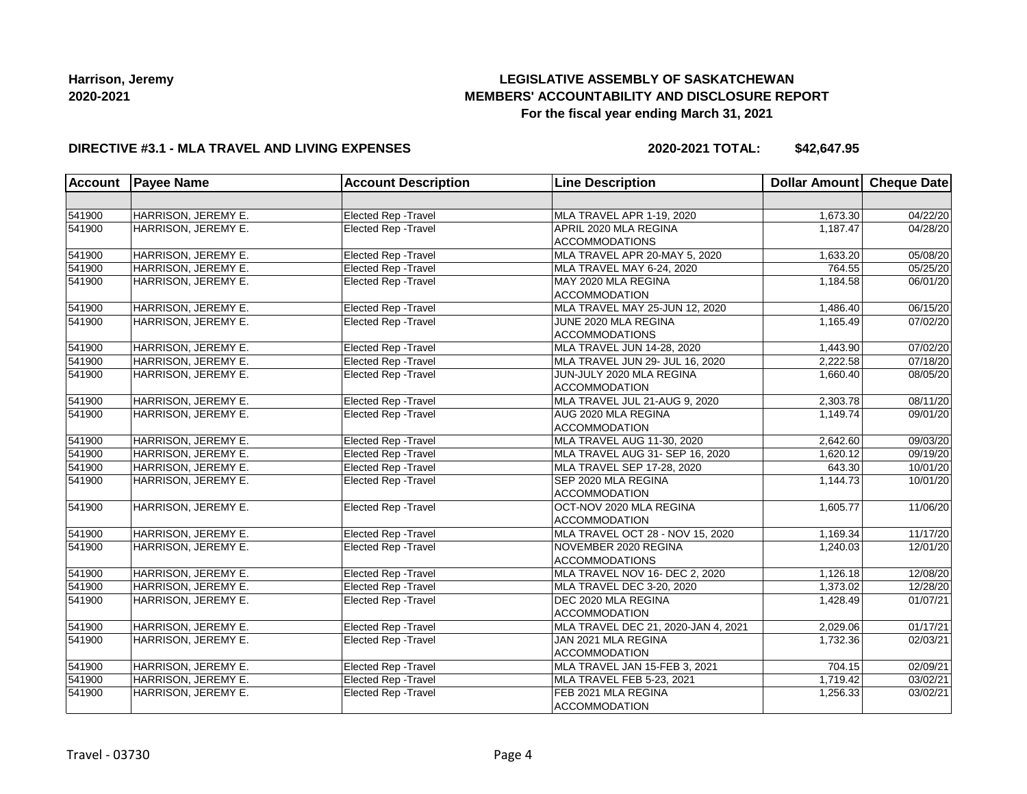**Harrison, Jeremy**
**2020-2021**

**LEGISLATIVE ASSEMBLY OF SASKATCHEWAN**
**MEMBERS' ACCOUNTABILITY AND DISCLOSURE REPORT**
**For the fiscal year ending March 31, 2021**

**DIRECTIVE #3.1 - MLA TRAVEL AND LIVING EXPENSES**

**2020-2021 TOTAL: $42,647.95**

| Account | Payee Name | Account Description | Line Description | Dollar Amount | Cheque Date |
|---|---|---|---|---|---|
| | | | | | |
| 541900 | HARRISON, JEREMY E. | Elected Rep -Travel | MLA TRAVEL APR 1-19, 2020 | 1,673.30 | 04/22/20 |
| 541900 | HARRISON, JEREMY E. | Elected Rep -Travel | APRIL 2020 MLA REGINA ACCOMMODATIONS | 1,187.47 | 04/28/20 |
| 541900 | HARRISON, JEREMY E. | Elected Rep -Travel | MLA TRAVEL APR 20-MAY 5, 2020 | 1,633.20 | 05/08/20 |
| 541900 | HARRISON, JEREMY E. | Elected Rep -Travel | MLA TRAVEL MAY 6-24, 2020 | 764.55 | 05/25/20 |
| 541900 | HARRISON, JEREMY E. | Elected Rep -Travel | MAY 2020 MLA REGINA ACCOMMODATION | 1,184.58 | 06/01/20 |
| 541900 | HARRISON, JEREMY E. | Elected Rep -Travel | MLA TRAVEL MAY 25-JUN 12, 2020 | 1,486.40 | 06/15/20 |
| 541900 | HARRISON, JEREMY E. | Elected Rep -Travel | JUNE 2020 MLA REGINA ACCOMMODATIONS | 1,165.49 | 07/02/20 |
| 541900 | HARRISON, JEREMY E. | Elected Rep -Travel | MLA TRAVEL JUN 14-28, 2020 | 1,443.90 | 07/02/20 |
| 541900 | HARRISON, JEREMY E. | Elected Rep -Travel | MLA TRAVEL JUN 29- JUL 16, 2020 | 2,222.58 | 07/18/20 |
| 541900 | HARRISON, JEREMY E. | Elected Rep -Travel | JUN-JULY 2020 MLA REGINA ACCOMMODATION | 1,660.40 | 08/05/20 |
| 541900 | HARRISON, JEREMY E. | Elected Rep -Travel | MLA TRAVEL JUL 21-AUG 9, 2020 | 2,303.78 | 08/11/20 |
| 541900 | HARRISON, JEREMY E. | Elected Rep -Travel | AUG 2020 MLA REGINA ACCOMMODATION | 1,149.74 | 09/01/20 |
| 541900 | HARRISON, JEREMY E. | Elected Rep -Travel | MLA TRAVEL AUG 11-30, 2020 | 2,642.60 | 09/03/20 |
| 541900 | HARRISON, JEREMY E. | Elected Rep -Travel | MLA TRAVEL AUG 31- SEP 16, 2020 | 1,620.12 | 09/19/20 |
| 541900 | HARRISON, JEREMY E. | Elected Rep -Travel | MLA TRAVEL SEP 17-28, 2020 | 643.30 | 10/01/20 |
| 541900 | HARRISON, JEREMY E. | Elected Rep -Travel | SEP 2020 MLA REGINA ACCOMMODATION | 1,144.73 | 10/01/20 |
| 541900 | HARRISON, JEREMY E. | Elected Rep -Travel | OCT-NOV 2020 MLA REGINA ACCOMMODATION | 1,605.77 | 11/06/20 |
| 541900 | HARRISON, JEREMY E. | Elected Rep -Travel | MLA TRAVEL OCT 28 - NOV 15, 2020 | 1,169.34 | 11/17/20 |
| 541900 | HARRISON, JEREMY E. | Elected Rep -Travel | NOVEMBER 2020 REGINA ACCOMMODATIONS | 1,240.03 | 12/01/20 |
| 541900 | HARRISON, JEREMY E. | Elected Rep -Travel | MLA TRAVEL NOV 16- DEC 2, 2020 | 1,126.18 | 12/08/20 |
| 541900 | HARRISON, JEREMY E. | Elected Rep -Travel | MLA TRAVEL DEC 3-20, 2020 | 1,373.02 | 12/28/20 |
| 541900 | HARRISON, JEREMY E. | Elected Rep -Travel | DEC 2020 MLA REGINA ACCOMMODATION | 1,428.49 | 01/07/21 |
| 541900 | HARRISON, JEREMY E. | Elected Rep -Travel | MLA TRAVEL DEC 21, 2020-JAN 4, 2021 | 2,029.06 | 01/17/21 |
| 541900 | HARRISON, JEREMY E. | Elected Rep -Travel | JAN 2021 MLA REGINA ACCOMMODATION | 1,732.36 | 02/03/21 |
| 541900 | HARRISON, JEREMY E. | Elected Rep -Travel | MLA TRAVEL JAN 15-FEB 3, 2021 | 704.15 | 02/09/21 |
| 541900 | HARRISON, JEREMY E. | Elected Rep -Travel | MLA TRAVEL FEB 5-23, 2021 | 1,719.42 | 03/02/21 |
| 541900 | HARRISON, JEREMY E. | Elected Rep -Travel | FEB 2021 MLA REGINA ACCOMMODATION | 1,256.33 | 03/02/21 |

Travel - 03730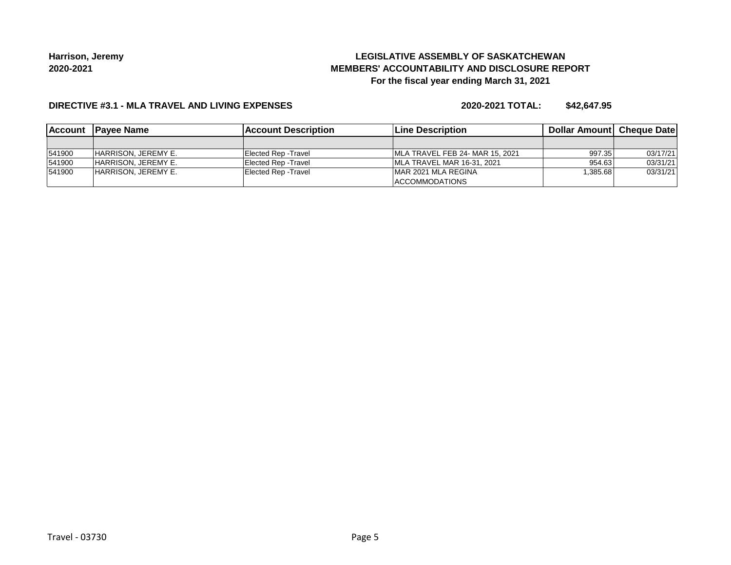Harrison, Jeremy
2020-2021

**LEGISLATIVE ASSEMBLY OF SASKATCHEWAN**
**MEMBERS' ACCOUNTABILITY AND DISCLOSURE REPORT**
**For the fiscal year ending March 31, 2021**

**DIRECTIVE #3.1 - MLA TRAVEL AND LIVING EXPENSES** **2020-2021 TOTAL: $42,647.95**

| Account | Payee Name | Account Description | Line Description | Dollar Amount | Cheque Date |
|---|---|---|---|---|---|
| | | | | | |
| 541900 | HARRISON, JEREMY E. | Elected Rep -Travel | MLA TRAVEL FEB 24- MAR 15, 2021 | 997.35 | 03/17/21 |
| 541900 | HARRISON, JEREMY E. | Elected Rep -Travel | MLA TRAVEL MAR 16-31, 2021 | 954.63 | 03/31/21 |
| 541900 | HARRISON, JEREMY E. | Elected Rep -Travel | MAR 2021 MLA REGINA ACCOMMODATIONS | 1,385.68 | 03/31/21 |

Travel - 03730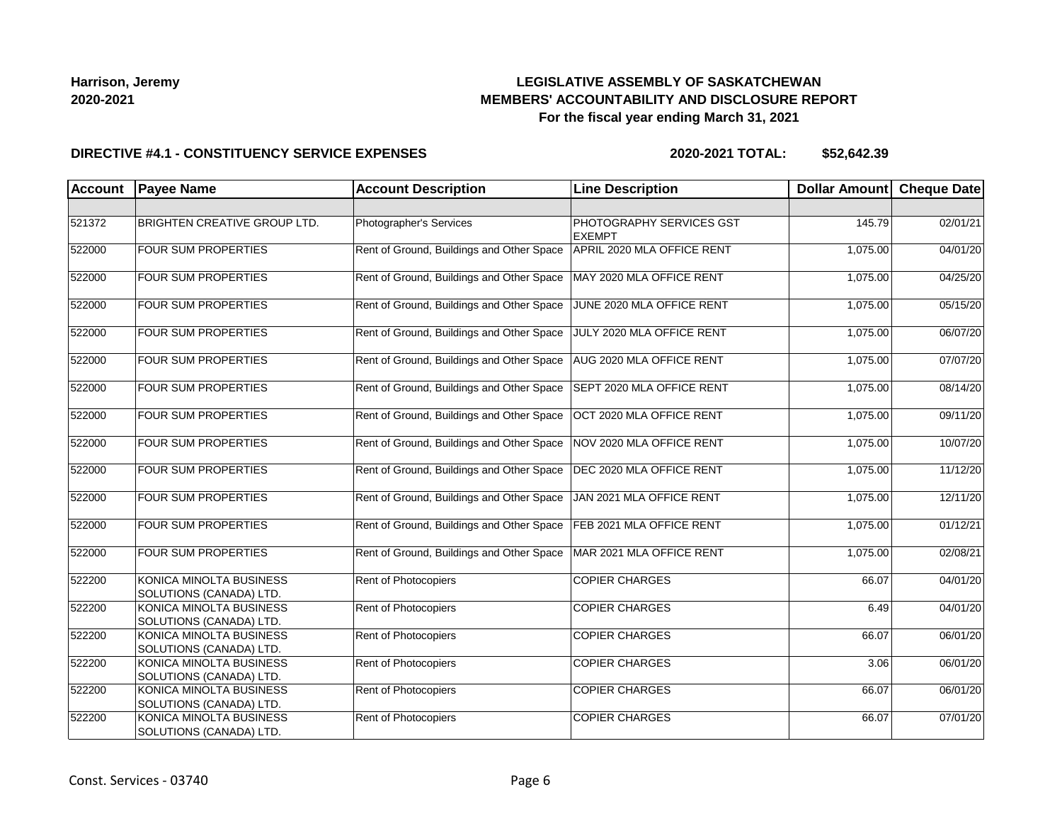**Harrison, Jeremy**
**2020-2021**

# LEGISLATIVE ASSEMBLY OF SASKATCHEWAN
## MEMBERS' ACCOUNTABILITY AND DISCLOSURE REPORT
### For the fiscal year ending March 31, 2021

**DIRECTIVE #4.1 - CONSTITUENCY SERVICE EXPENSES** **2020-2021 TOTAL: $52,642.39**

| Account | Payee Name | Account Description | Line Description | Dollar Amount | Cheque Date |
|---|---|---|---|---|---|
| | | | | | |
| 521372 | BRIGHTEN CREATIVE GROUP LTD. | Photographer's Services | PHOTOGRAPHY SERVICES GST EXEMPT | 145.79 | 02/01/21 |
| 522000 | FOUR SUM PROPERTIES | Rent of Ground, Buildings and Other Space | APRIL 2020 MLA OFFICE RENT | 1,075.00 | 04/01/20 |
| 522000 | FOUR SUM PROPERTIES | Rent of Ground, Buildings and Other Space | MAY 2020 MLA OFFICE RENT | 1,075.00 | 04/25/20 |
| 522000 | FOUR SUM PROPERTIES | Rent of Ground, Buildings and Other Space | JUNE 2020 MLA OFFICE RENT | 1,075.00 | 05/15/20 |
| 522000 | FOUR SUM PROPERTIES | Rent of Ground, Buildings and Other Space | JULY 2020 MLA OFFICE RENT | 1,075.00 | 06/07/20 |
| 522000 | FOUR SUM PROPERTIES | Rent of Ground, Buildings and Other Space | AUG 2020 MLA OFFICE RENT | 1,075.00 | 07/07/20 |
| 522000 | FOUR SUM PROPERTIES | Rent of Ground, Buildings and Other Space | SEPT 2020 MLA OFFICE RENT | 1,075.00 | 08/14/20 |
| 522000 | FOUR SUM PROPERTIES | Rent of Ground, Buildings and Other Space | OCT 2020 MLA OFFICE RENT | 1,075.00 | 09/11/20 |
| 522000 | FOUR SUM PROPERTIES | Rent of Ground, Buildings and Other Space | NOV 2020 MLA OFFICE RENT | 1,075.00 | 10/07/20 |
| 522000 | FOUR SUM PROPERTIES | Rent of Ground, Buildings and Other Space | DEC 2020 MLA OFFICE RENT | 1,075.00 | 11/12/20 |
| 522000 | FOUR SUM PROPERTIES | Rent of Ground, Buildings and Other Space | JAN 2021 MLA OFFICE RENT | 1,075.00 | 12/11/20 |
| 522000 | FOUR SUM PROPERTIES | Rent of Ground, Buildings and Other Space | FEB 2021 MLA OFFICE RENT | 1,075.00 | 01/12/21 |
| 522000 | FOUR SUM PROPERTIES | Rent of Ground, Buildings and Other Space | MAR 2021 MLA OFFICE RENT | 1,075.00 | 02/08/21 |
| 522200 | KONICA MINOLTA BUSINESS SOLUTIONS (CANADA) LTD. | Rent of Photocopiers | COPIER CHARGES | 66.07 | 04/01/20 |
| 522200 | KONICA MINOLTA BUSINESS SOLUTIONS (CANADA) LTD. | Rent of Photocopiers | COPIER CHARGES | 6.49 | 04/01/20 |
| 522200 | KONICA MINOLTA BUSINESS SOLUTIONS (CANADA) LTD. | Rent of Photocopiers | COPIER CHARGES | 66.07 | 06/01/20 |
| 522200 | KONICA MINOLTA BUSINESS SOLUTIONS (CANADA) LTD. | Rent of Photocopiers | COPIER CHARGES | 3.06 | 06/01/20 |
| 522200 | KONICA MINOLTA BUSINESS SOLUTIONS (CANADA) LTD. | Rent of Photocopiers | COPIER CHARGES | 66.07 | 06/01/20 |
| 522200 | KONICA MINOLTA BUSINESS SOLUTIONS (CANADA) LTD. | Rent of Photocopiers | COPIER CHARGES | 66.07 | 07/01/20 |

Const. Services - 03740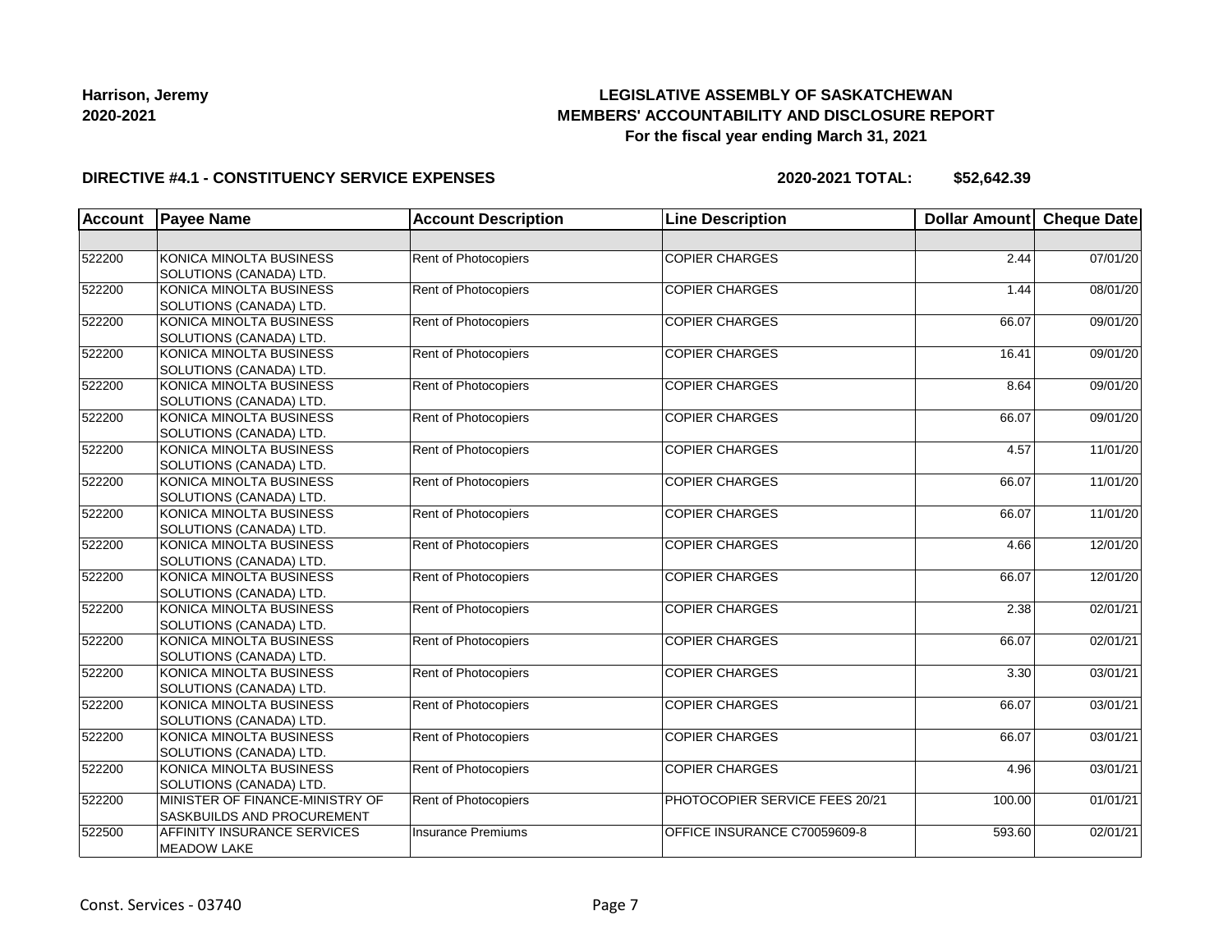**Harrison, Jeremy**
**2020-2021**

# LEGISLATIVE ASSEMBLY OF SASKATCHEWAN
## MEMBERS' ACCOUNTABILITY AND DISCLOSURE REPORT
### For the fiscal year ending March 31, 2021

**DIRECTIVE #4.1 - CONSTITUENCY SERVICE EXPENSES** **2020-2021 TOTAL: $52,642.39**

| Account | Payee Name | Account Description | Line Description | Dollar Amount | Cheque Date |
|---|---|---|---|---|---|
| | | | | | |
| 522200 | KONICA MINOLTA BUSINESS SOLUTIONS (CANADA) LTD. | Rent of Photocopiers | COPIER CHARGES | 2.44 | 07/01/20 |
| 522200 | KONICA MINOLTA BUSINESS SOLUTIONS (CANADA) LTD. | Rent of Photocopiers | COPIER CHARGES | 1.44 | 08/01/20 |
| 522200 | KONICA MINOLTA BUSINESS SOLUTIONS (CANADA) LTD. | Rent of Photocopiers | COPIER CHARGES | 66.07 | 09/01/20 |
| 522200 | KONICA MINOLTA BUSINESS SOLUTIONS (CANADA) LTD. | Rent of Photocopiers | COPIER CHARGES | 16.41 | 09/01/20 |
| 522200 | KONICA MINOLTA BUSINESS SOLUTIONS (CANADA) LTD. | Rent of Photocopiers | COPIER CHARGES | 8.64 | 09/01/20 |
| 522200 | KONICA MINOLTA BUSINESS SOLUTIONS (CANADA) LTD. | Rent of Photocopiers | COPIER CHARGES | 66.07 | 09/01/20 |
| 522200 | KONICA MINOLTA BUSINESS SOLUTIONS (CANADA) LTD. | Rent of Photocopiers | COPIER CHARGES | 4.57 | 11/01/20 |
| 522200 | KONICA MINOLTA BUSINESS SOLUTIONS (CANADA) LTD. | Rent of Photocopiers | COPIER CHARGES | 66.07 | 11/01/20 |
| 522200 | KONICA MINOLTA BUSINESS SOLUTIONS (CANADA) LTD. | Rent of Photocopiers | COPIER CHARGES | 66.07 | 11/01/20 |
| 522200 | KONICA MINOLTA BUSINESS SOLUTIONS (CANADA) LTD. | Rent of Photocopiers | COPIER CHARGES | 4.66 | 12/01/20 |
| 522200 | KONICA MINOLTA BUSINESS SOLUTIONS (CANADA) LTD. | Rent of Photocopiers | COPIER CHARGES | 66.07 | 12/01/20 |
| 522200 | KONICA MINOLTA BUSINESS SOLUTIONS (CANADA) LTD. | Rent of Photocopiers | COPIER CHARGES | 2.38 | 02/01/21 |
| 522200 | KONICA MINOLTA BUSINESS SOLUTIONS (CANADA) LTD. | Rent of Photocopiers | COPIER CHARGES | 66.07 | 02/01/21 |
| 522200 | KONICA MINOLTA BUSINESS SOLUTIONS (CANADA) LTD. | Rent of Photocopiers | COPIER CHARGES | 3.30 | 03/01/21 |
| 522200 | KONICA MINOLTA BUSINESS SOLUTIONS (CANADA) LTD. | Rent of Photocopiers | COPIER CHARGES | 66.07 | 03/01/21 |
| 522200 | KONICA MINOLTA BUSINESS SOLUTIONS (CANADA) LTD. | Rent of Photocopiers | COPIER CHARGES | 66.07 | 03/01/21 |
| 522200 | KONICA MINOLTA BUSINESS SOLUTIONS (CANADA) LTD. | Rent of Photocopiers | COPIER CHARGES | 4.96 | 03/01/21 |
| 522200 | MINISTER OF FINANCE-MINISTRY OF SASKBUILDS AND PROCUREMENT | Rent of Photocopiers | PHOTOCOPIER SERVICE FEES 20/21 | 100.00 | 01/01/21 |
| 522500 | AFFINITY INSURANCE SERVICES MEADOW LAKE | Insurance Premiums | OFFICE INSURANCE C70059609-8 | 593.60 | 02/01/21 |

Const. Services - 03740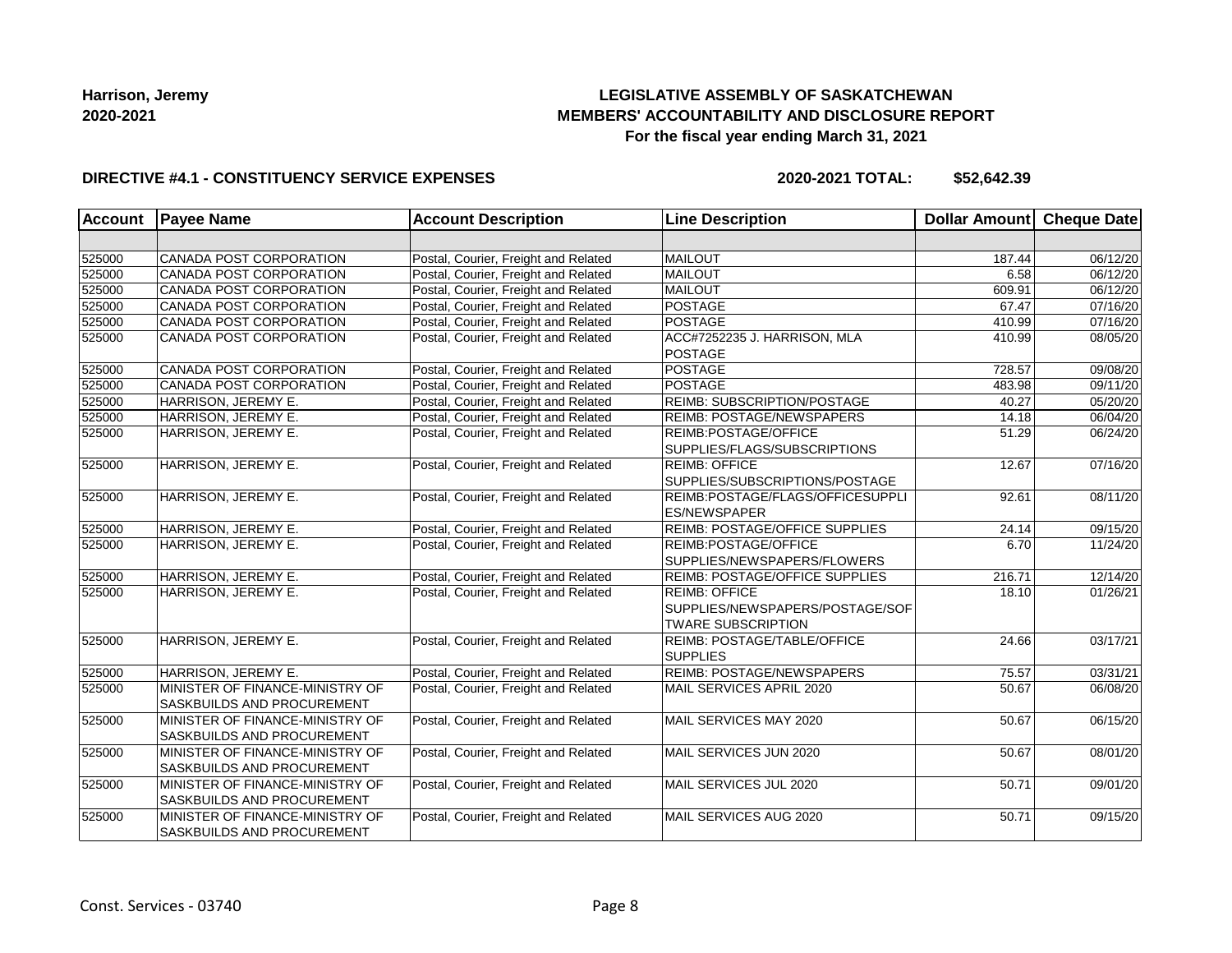**Harrison, Jeremy**
**2020-2021**

**LEGISLATIVE ASSEMBLY OF SASKATCHEWAN**
**MEMBERS' ACCOUNTABILITY AND DISCLOSURE REPORT**
**For the fiscal year ending March 31, 2021**

**DIRECTIVE #4.1 - CONSTITUENCY SERVICE EXPENSES** **2020-2021 TOTAL: $52,642.39**

| Account | Payee Name | Account Description | Line Description | Dollar Amount | Cheque Date |
|---|---|---|---|---|---|
| | | | | | |
| 525000 | CANADA POST CORPORATION | Postal, Courier, Freight and Related | MAILOUT | 187.44 | 06/12/20 |
| 525000 | CANADA POST CORPORATION | Postal, Courier, Freight and Related | MAILOUT | 6.58 | 06/12/20 |
| 525000 | CANADA POST CORPORATION | Postal, Courier, Freight and Related | MAILOUT | 609.91 | 06/12/20 |
| 525000 | CANADA POST CORPORATION | Postal, Courier, Freight and Related | POSTAGE | 67.47 | 07/16/20 |
| 525000 | CANADA POST CORPORATION | Postal, Courier, Freight and Related | POSTAGE | 410.99 | 07/16/20 |
| 525000 | CANADA POST CORPORATION | Postal, Courier, Freight and Related | ACC#7252235 J. HARRISON, MLA POSTAGE | 410.99 | 08/05/20 |
| 525000 | CANADA POST CORPORATION | Postal, Courier, Freight and Related | POSTAGE | 728.57 | 09/08/20 |
| 525000 | CANADA POST CORPORATION | Postal, Courier, Freight and Related | POSTAGE | 483.98 | 09/11/20 |
| 525000 | HARRISON, JEREMY E. | Postal, Courier, Freight and Related | REIMB: SUBSCRIPTION/POSTAGE | 40.27 | 05/20/20 |
| 525000 | HARRISON, JEREMY E. | Postal, Courier, Freight and Related | REIMB: POSTAGE/NEWSPAPERS | 14.18 | 06/04/20 |
| 525000 | HARRISON, JEREMY E. | Postal, Courier, Freight and Related | REIMB:POSTAGE/OFFICE SUPPLIES/FLAGS/SUBSCRIPTIONS | 51.29 | 06/24/20 |
| 525000 | HARRISON, JEREMY E. | Postal, Courier, Freight and Related | REIMB: OFFICE SUPPLIES/SUBSCRIPTIONS/POSTAGE | 12.67 | 07/16/20 |
| 525000 | HARRISON, JEREMY E. | Postal, Courier, Freight and Related | REIMB:POSTAGE/FLAGS/OFFICESUPPLIES/NEWSPAPER | 92.61 | 08/11/20 |
| 525000 | HARRISON, JEREMY E. | Postal, Courier, Freight and Related | REIMB: POSTAGE/OFFICE SUPPLIES | 24.14 | 09/15/20 |
| 525000 | HARRISON, JEREMY E. | Postal, Courier, Freight and Related | REIMB:POSTAGE/OFFICE SUPPLIES/NEWSPAPERS/FLOWERS | 6.70 | 11/24/20 |
| 525000 | HARRISON, JEREMY E. | Postal, Courier, Freight and Related | REIMB: POSTAGE/OFFICE SUPPLIES | 216.71 | 12/14/20 |
| 525000 | HARRISON, JEREMY E. | Postal, Courier, Freight and Related | REIMB: OFFICE SUPPLIES/NEWSPAPERS/POSTAGE/SOFTWARE SUBSCRIPTION | 18.10 | 01/26/21 |
| 525000 | HARRISON, JEREMY E. | Postal, Courier, Freight and Related | REIMB: POSTAGE/TABLE/OFFICE SUPPLIES | 24.66 | 03/17/21 |
| 525000 | HARRISON, JEREMY E. | Postal, Courier, Freight and Related | REIMB: POSTAGE/NEWSPAPERS | 75.57 | 03/31/21 |
| 525000 | MINISTER OF FINANCE-MINISTRY OF SASKBUILDS AND PROCUREMENT | Postal, Courier, Freight and Related | MAIL SERVICES APRIL 2020 | 50.67 | 06/08/20 |
| 525000 | MINISTER OF FINANCE-MINISTRY OF SASKBUILDS AND PROCUREMENT | Postal, Courier, Freight and Related | MAIL SERVICES MAY 2020 | 50.67 | 06/15/20 |
| 525000 | MINISTER OF FINANCE-MINISTRY OF SASKBUILDS AND PROCUREMENT | Postal, Courier, Freight and Related | MAIL SERVICES JUN 2020 | 50.67 | 08/01/20 |
| 525000 | MINISTER OF FINANCE-MINISTRY OF SASKBUILDS AND PROCUREMENT | Postal, Courier, Freight and Related | MAIL SERVICES JUL 2020 | 50.71 | 09/01/20 |
| 525000 | MINISTER OF FINANCE-MINISTRY OF SASKBUILDS AND PROCUREMENT | Postal, Courier, Freight and Related | MAIL SERVICES AUG 2020 | 50.71 | 09/15/20 |

Const. Services - 03740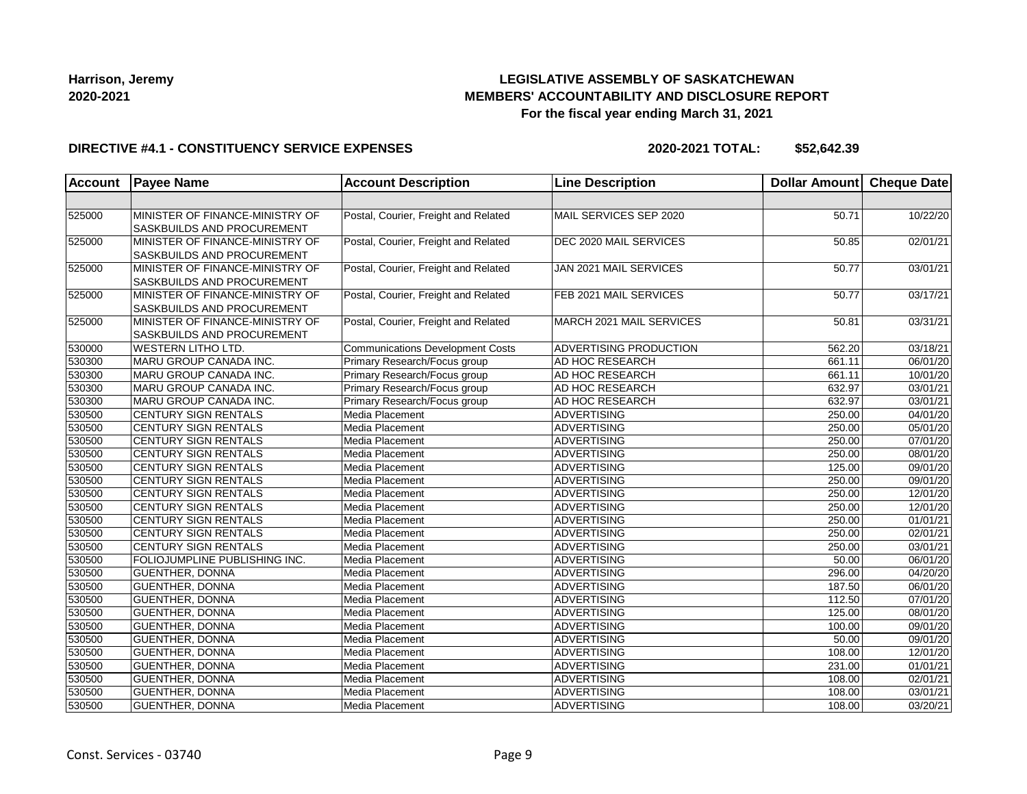**Harrison, Jeremy**
**2020-2021**

# LEGISLATIVE ASSEMBLY OF SASKATCHEWAN
## MEMBERS' ACCOUNTABILITY AND DISCLOSURE REPORT
### For the fiscal year ending March 31, 2021

**DIRECTIVE #4.1 - CONSTITUENCY SERVICE EXPENSES** **2020-2021 TOTAL: $52,642.39**

| Account | Payee Name | Account Description | Line Description | Dollar Amount | Cheque Date |
|---|---|---|---|---|---|
| | | | | | |
| 525000 | MINISTER OF FINANCE-MINISTRY OF SASKBUILDS AND PROCUREMENT | Postal, Courier, Freight and Related | MAIL SERVICES SEP 2020 | 50.71 | 10/22/20 |
| 525000 | MINISTER OF FINANCE-MINISTRY OF SASKBUILDS AND PROCUREMENT | Postal, Courier, Freight and Related | DEC 2020 MAIL SERVICES | 50.85 | 02/01/21 |
| 525000 | MINISTER OF FINANCE-MINISTRY OF SASKBUILDS AND PROCUREMENT | Postal, Courier, Freight and Related | JAN 2021 MAIL SERVICES | 50.77 | 03/01/21 |
| 525000 | MINISTER OF FINANCE-MINISTRY OF SASKBUILDS AND PROCUREMENT | Postal, Courier, Freight and Related | FEB 2021 MAIL SERVICES | 50.77 | 03/17/21 |
| 525000 | MINISTER OF FINANCE-MINISTRY OF SASKBUILDS AND PROCUREMENT | Postal, Courier, Freight and Related | MARCH 2021 MAIL SERVICES | 50.81 | 03/31/21 |
| 530000 | WESTERN LITHO LTD. | Communications Development Costs | ADVERTISING PRODUCTION | 562.20 | 03/18/21 |
| 530300 | MARU GROUP CANADA INC. | Primary Research/Focus group | AD HOC RESEARCH | 661.11 | 06/01/20 |
| 530300 | MARU GROUP CANADA INC. | Primary Research/Focus group | AD HOC RESEARCH | 661.11 | 10/01/20 |
| 530300 | MARU GROUP CANADA INC. | Primary Research/Focus group | AD HOC RESEARCH | 632.97 | 03/01/21 |
| 530300 | MARU GROUP CANADA INC. | Primary Research/Focus group | AD HOC RESEARCH | 632.97 | 03/01/21 |
| 530500 | CENTURY SIGN RENTALS | Media Placement | ADVERTISING | 250.00 | 04/01/20 |
| 530500 | CENTURY SIGN RENTALS | Media Placement | ADVERTISING | 250.00 | 05/01/20 |
| 530500 | CENTURY SIGN RENTALS | Media Placement | ADVERTISING | 250.00 | 07/01/20 |
| 530500 | CENTURY SIGN RENTALS | Media Placement | ADVERTISING | 250.00 | 08/01/20 |
| 530500 | CENTURY SIGN RENTALS | Media Placement | ADVERTISING | 125.00 | 09/01/20 |
| 530500 | CENTURY SIGN RENTALS | Media Placement | ADVERTISING | 250.00 | 09/01/20 |
| 530500 | CENTURY SIGN RENTALS | Media Placement | ADVERTISING | 250.00 | 12/01/20 |
| 530500 | CENTURY SIGN RENTALS | Media Placement | ADVERTISING | 250.00 | 12/01/20 |
| 530500 | CENTURY SIGN RENTALS | Media Placement | ADVERTISING | 250.00 | 01/01/21 |
| 530500 | CENTURY SIGN RENTALS | Media Placement | ADVERTISING | 250.00 | 02/01/21 |
| 530500 | CENTURY SIGN RENTALS | Media Placement | ADVERTISING | 250.00 | 03/01/21 |
| 530500 | FOLIOJUMPLINE PUBLISHING INC. | Media Placement | ADVERTISING | 50.00 | 06/01/20 |
| 530500 | GUENTHER, DONNA | Media Placement | ADVERTISING | 296.00 | 04/20/20 |
| 530500 | GUENTHER, DONNA | Media Placement | ADVERTISING | 187.50 | 06/01/20 |
| 530500 | GUENTHER, DONNA | Media Placement | ADVERTISING | 112.50 | 07/01/20 |
| 530500 | GUENTHER, DONNA | Media Placement | ADVERTISING | 125.00 | 08/01/20 |
| 530500 | GUENTHER, DONNA | Media Placement | ADVERTISING | 100.00 | 09/01/20 |
| 530500 | GUENTHER, DONNA | Media Placement | ADVERTISING | 50.00 | 09/01/20 |
| 530500 | GUENTHER, DONNA | Media Placement | ADVERTISING | 108.00 | 12/01/20 |
| 530500 | GUENTHER, DONNA | Media Placement | ADVERTISING | 231.00 | 01/01/21 |
| 530500 | GUENTHER, DONNA | Media Placement | ADVERTISING | 108.00 | 02/01/21 |
| 530500 | GUENTHER, DONNA | Media Placement | ADVERTISING | 108.00 | 03/01/21 |
| 530500 | GUENTHER, DONNA | Media Placement | ADVERTISING | 108.00 | 03/20/21 |

Const. Services - 03740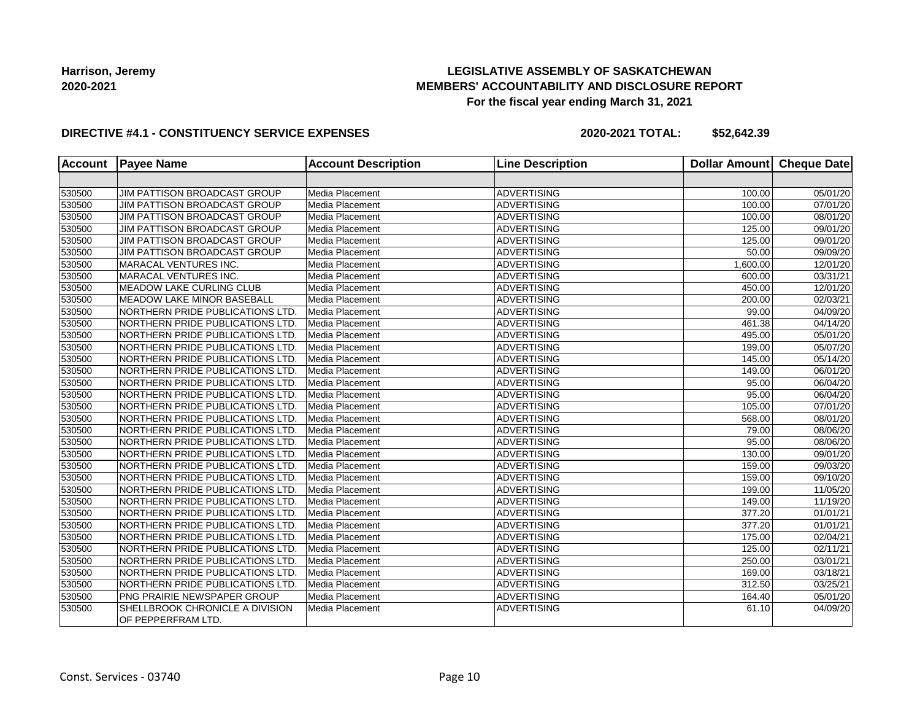**Harrison, Jeremy**
**2020-2021**

## LEGISLATIVE ASSEMBLY OF SASKATCHEWAN
## MEMBERS' ACCOUNTABILITY AND DISCLOSURE REPORT
### For the fiscal year ending March 31, 2021

**DIRECTIVE #4.1 - CONSTITUENCY SERVICE EXPENSES** **2020-2021 TOTAL: $52,642.39**

| Account | Payee Name | Account Description | Line Description | Dollar Amount | Cheque Date |
|---|---|---|---|---|---|
| | | | | | |
| 530500 | JIM PATTISON BROADCAST GROUP | Media Placement | ADVERTISING | 100.00 | 05/01/20 |
| 530500 | JIM PATTISON BROADCAST GROUP | Media Placement | ADVERTISING | 100.00 | 07/01/20 |
| 530500 | JIM PATTISON BROADCAST GROUP | Media Placement | ADVERTISING | 100.00 | 08/01/20 |
| 530500 | JIM PATTISON BROADCAST GROUP | Media Placement | ADVERTISING | 125.00 | 09/01/20 |
| 530500 | JIM PATTISON BROADCAST GROUP | Media Placement | ADVERTISING | 125.00 | 09/01/20 |
| 530500 | JIM PATTISON BROADCAST GROUP | Media Placement | ADVERTISING | 50.00 | 09/09/20 |
| 530500 | MARACAL VENTURES INC. | Media Placement | ADVERTISING | 1,600.00 | 12/01/20 |
| 530500 | MARACAL VENTURES INC. | Media Placement | ADVERTISING | 600.00 | 03/31/21 |
| 530500 | MEADOW LAKE CURLING CLUB | Media Placement | ADVERTISING | 450.00 | 12/01/20 |
| 530500 | MEADOW LAKE MINOR BASEBALL | Media Placement | ADVERTISING | 200.00 | 02/03/21 |
| 530500 | NORTHERN PRIDE PUBLICATIONS LTD. | Media Placement | ADVERTISING | 99.00 | 04/09/20 |
| 530500 | NORTHERN PRIDE PUBLICATIONS LTD. | Media Placement | ADVERTISING | 461.38 | 04/14/20 |
| 530500 | NORTHERN PRIDE PUBLICATIONS LTD. | Media Placement | ADVERTISING | 495.00 | 05/01/20 |
| 530500 | NORTHERN PRIDE PUBLICATIONS LTD. | Media Placement | ADVERTISING | 199.00 | 05/07/20 |
| 530500 | NORTHERN PRIDE PUBLICATIONS LTD. | Media Placement | ADVERTISING | 145.00 | 05/14/20 |
| 530500 | NORTHERN PRIDE PUBLICATIONS LTD. | Media Placement | ADVERTISING | 149.00 | 06/01/20 |
| 530500 | NORTHERN PRIDE PUBLICATIONS LTD. | Media Placement | ADVERTISING | 95.00 | 06/04/20 |
| 530500 | NORTHERN PRIDE PUBLICATIONS LTD. | Media Placement | ADVERTISING | 95.00 | 06/04/20 |
| 530500 | NORTHERN PRIDE PUBLICATIONS LTD. | Media Placement | ADVERTISING | 105.00 | 07/01/20 |
| 530500 | NORTHERN PRIDE PUBLICATIONS LTD. | Media Placement | ADVERTISING | 568.00 | 08/01/20 |
| 530500 | NORTHERN PRIDE PUBLICATIONS LTD. | Media Placement | ADVERTISING | 79.00 | 08/06/20 |
| 530500 | NORTHERN PRIDE PUBLICATIONS LTD. | Media Placement | ADVERTISING | 95.00 | 08/06/20 |
| 530500 | NORTHERN PRIDE PUBLICATIONS LTD. | Media Placement | ADVERTISING | 130.00 | 09/01/20 |
| 530500 | NORTHERN PRIDE PUBLICATIONS LTD. | Media Placement | ADVERTISING | 159.00 | 09/03/20 |
| 530500 | NORTHERN PRIDE PUBLICATIONS LTD. | Media Placement | ADVERTISING | 159.00 | 09/10/20 |
| 530500 | NORTHERN PRIDE PUBLICATIONS LTD. | Media Placement | ADVERTISING | 199.00 | 11/05/20 |
| 530500 | NORTHERN PRIDE PUBLICATIONS LTD. | Media Placement | ADVERTISING | 149.00 | 11/19/20 |
| 530500 | NORTHERN PRIDE PUBLICATIONS LTD. | Media Placement | ADVERTISING | 377.20 | 01/01/21 |
| 530500 | NORTHERN PRIDE PUBLICATIONS LTD. | Media Placement | ADVERTISING | 377.20 | 01/01/21 |
| 530500 | NORTHERN PRIDE PUBLICATIONS LTD. | Media Placement | ADVERTISING | 175.00 | 02/04/21 |
| 530500 | NORTHERN PRIDE PUBLICATIONS LTD. | Media Placement | ADVERTISING | 125.00 | 02/11/21 |
| 530500 | NORTHERN PRIDE PUBLICATIONS LTD. | Media Placement | ADVERTISING | 250.00 | 03/01/21 |
| 530500 | NORTHERN PRIDE PUBLICATIONS LTD. | Media Placement | ADVERTISING | 169.00 | 03/18/21 |
| 530500 | NORTHERN PRIDE PUBLICATIONS LTD. | Media Placement | ADVERTISING | 312.50 | 03/25/21 |
| 530500 | PNG PRAIRIE NEWSPAPER GROUP | Media Placement | ADVERTISING | 164.40 | 05/01/20 |
| 530500 | SHELLBROOK CHRONICLE A DIVISION OF PEPPERFRAM LTD. | Media Placement | ADVERTISING | 61.10 | 04/09/20 |

Const. Services - 03740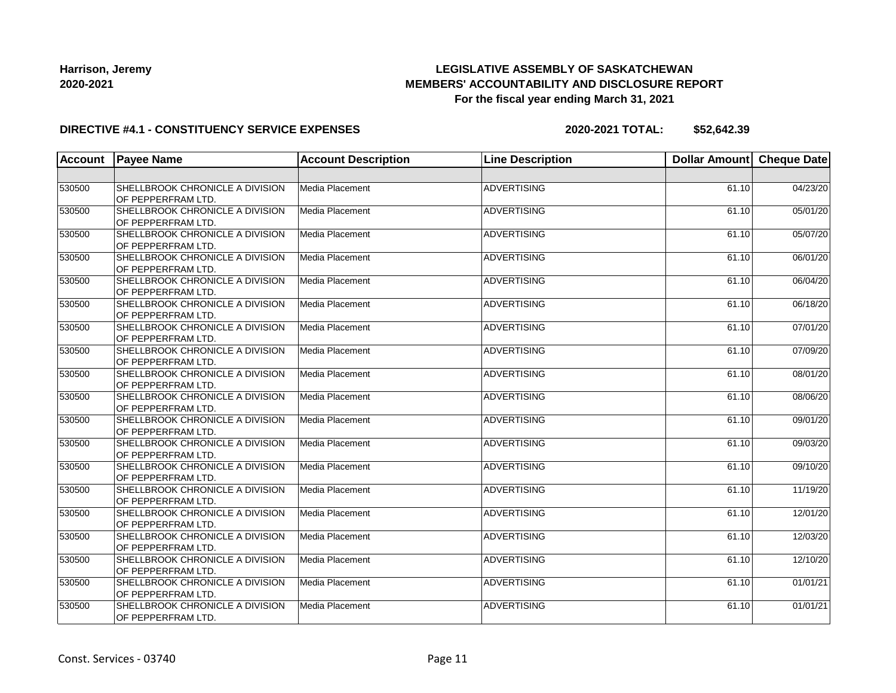**Harrison, Jeremy**
**2020-2021**

**LEGISLATIVE ASSEMBLY OF SASKATCHEWAN**
**MEMBERS' ACCOUNTABILITY AND DISCLOSURE REPORT**
**For the fiscal year ending March 31, 2021**

**DIRECTIVE #4.1 - CONSTITUENCY SERVICE EXPENSES** **2020-2021 TOTAL: $52,642.39**

| Account | Payee Name | Account Description | Line Description | Dollar Amount | Cheque Date |
|---|---|---|---|---|---|
| | | | | | |
| 530500 | SHELLBROOK CHRONICLE A DIVISION OF PEPPERFRAM LTD. | Media Placement | ADVERTISING | 61.10 | 04/23/20 |
| 530500 | SHELLBROOK CHRONICLE A DIVISION OF PEPPERFRAM LTD. | Media Placement | ADVERTISING | 61.10 | 05/01/20 |
| 530500 | SHELLBROOK CHRONICLE A DIVISION OF PEPPERFRAM LTD. | Media Placement | ADVERTISING | 61.10 | 05/07/20 |
| 530500 | SHELLBROOK CHRONICLE A DIVISION OF PEPPERFRAM LTD. | Media Placement | ADVERTISING | 61.10 | 06/01/20 |
| 530500 | SHELLBROOK CHRONICLE A DIVISION OF PEPPERFRAM LTD. | Media Placement | ADVERTISING | 61.10 | 06/04/20 |
| 530500 | SHELLBROOK CHRONICLE A DIVISION OF PEPPERFRAM LTD. | Media Placement | ADVERTISING | 61.10 | 06/18/20 |
| 530500 | SHELLBROOK CHRONICLE A DIVISION OF PEPPERFRAM LTD. | Media Placement | ADVERTISING | 61.10 | 07/01/20 |
| 530500 | SHELLBROOK CHRONICLE A DIVISION OF PEPPERFRAM LTD. | Media Placement | ADVERTISING | 61.10 | 07/09/20 |
| 530500 | SHELLBROOK CHRONICLE A DIVISION OF PEPPERFRAM LTD. | Media Placement | ADVERTISING | 61.10 | 08/01/20 |
| 530500 | SHELLBROOK CHRONICLE A DIVISION OF PEPPERFRAM LTD. | Media Placement | ADVERTISING | 61.10 | 08/06/20 |
| 530500 | SHELLBROOK CHRONICLE A DIVISION OF PEPPERFRAM LTD. | Media Placement | ADVERTISING | 61.10 | 09/01/20 |
| 530500 | SHELLBROOK CHRONICLE A DIVISION OF PEPPERFRAM LTD. | Media Placement | ADVERTISING | 61.10 | 09/03/20 |
| 530500 | SHELLBROOK CHRONICLE A DIVISION OF PEPPERFRAM LTD. | Media Placement | ADVERTISING | 61.10 | 09/10/20 |
| 530500 | SHELLBROOK CHRONICLE A DIVISION OF PEPPERFRAM LTD. | Media Placement | ADVERTISING | 61.10 | 11/19/20 |
| 530500 | SHELLBROOK CHRONICLE A DIVISION OF PEPPERFRAM LTD. | Media Placement | ADVERTISING | 61.10 | 12/01/20 |
| 530500 | SHELLBROOK CHRONICLE A DIVISION OF PEPPERFRAM LTD. | Media Placement | ADVERTISING | 61.10 | 12/03/20 |
| 530500 | SHELLBROOK CHRONICLE A DIVISION OF PEPPERFRAM LTD. | Media Placement | ADVERTISING | 61.10 | 12/10/20 |
| 530500 | SHELLBROOK CHRONICLE A DIVISION OF PEPPERFRAM LTD. | Media Placement | ADVERTISING | 61.10 | 01/01/21 |
| 530500 | SHELLBROOK CHRONICLE A DIVISION OF PEPPERFRAM LTD. | Media Placement | ADVERTISING | 61.10 | 01/01/21 |

Const. Services - 03740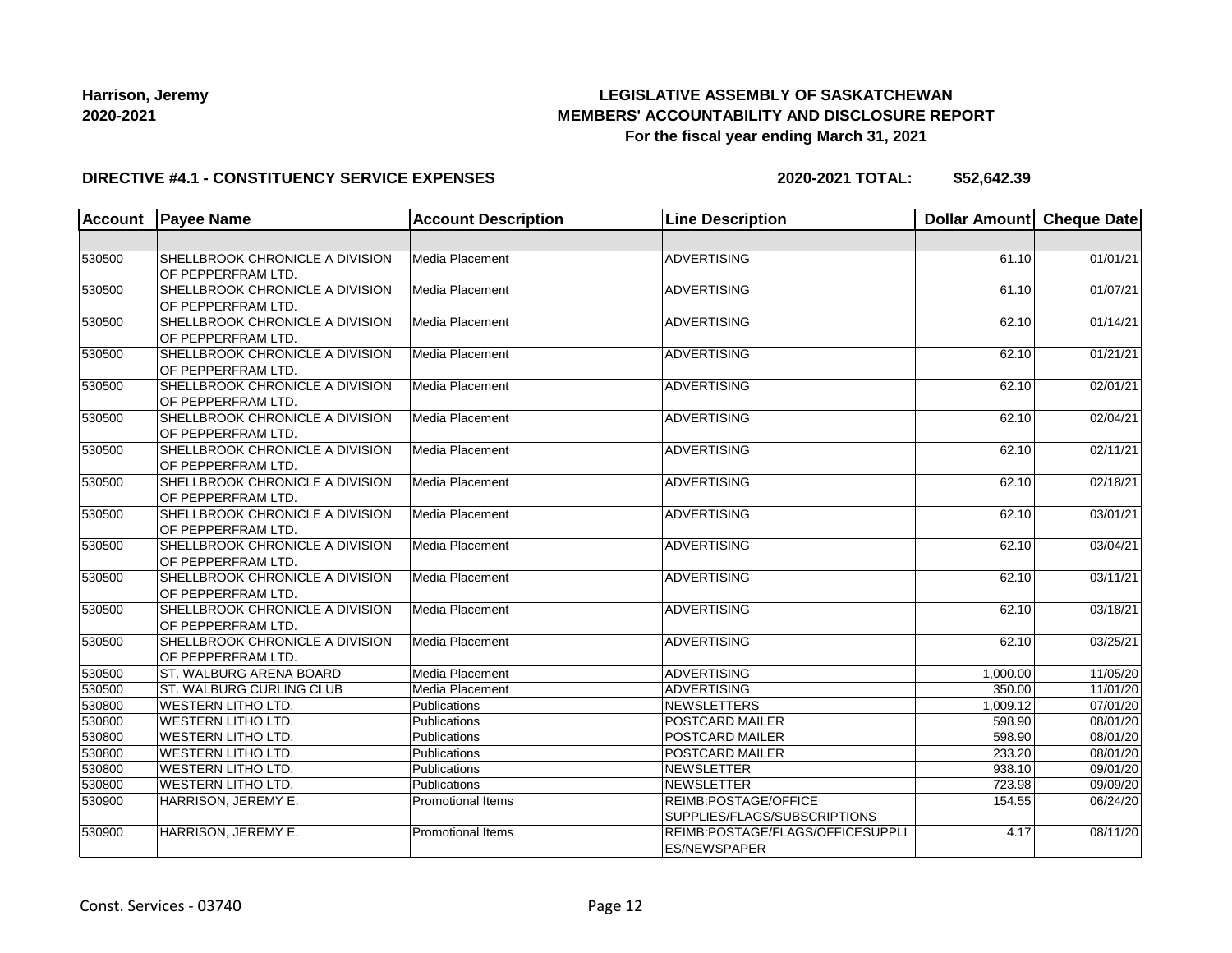**Harrison, Jeremy**
**2020-2021**

**LEGISLATIVE ASSEMBLY OF SASKATCHEWAN**
**MEMBERS' ACCOUNTABILITY AND DISCLOSURE REPORT**
**For the fiscal year ending March 31, 2021**

**DIRECTIVE #4.1 - CONSTITUENCY SERVICE EXPENSES** **2020-2021 TOTAL: $52,642.39**

| Account | Payee Name | Account Description | Line Description | Dollar Amount | Cheque Date |
|---|---|---|---|---|---|
| | | | | | |
| 530500 | SHELLBROOK CHRONICLE A DIVISION OF PEPPERFRAM LTD. | Media Placement | ADVERTISING | 61.10 | 01/01/21 |
| 530500 | SHELLBROOK CHRONICLE A DIVISION OF PEPPERFRAM LTD. | Media Placement | ADVERTISING | 61.10 | 01/07/21 |
| 530500 | SHELLBROOK CHRONICLE A DIVISION OF PEPPERFRAM LTD. | Media Placement | ADVERTISING | 62.10 | 01/14/21 |
| 530500 | SHELLBROOK CHRONICLE A DIVISION OF PEPPERFRAM LTD. | Media Placement | ADVERTISING | 62.10 | 01/21/21 |
| 530500 | SHELLBROOK CHRONICLE A DIVISION OF PEPPERFRAM LTD. | Media Placement | ADVERTISING | 62.10 | 02/01/21 |
| 530500 | SHELLBROOK CHRONICLE A DIVISION OF PEPPERFRAM LTD. | Media Placement | ADVERTISING | 62.10 | 02/04/21 |
| 530500 | SHELLBROOK CHRONICLE A DIVISION OF PEPPERFRAM LTD. | Media Placement | ADVERTISING | 62.10 | 02/11/21 |
| 530500 | SHELLBROOK CHRONICLE A DIVISION OF PEPPERFRAM LTD. | Media Placement | ADVERTISING | 62.10 | 02/18/21 |
| 530500 | SHELLBROOK CHRONICLE A DIVISION OF PEPPERFRAM LTD. | Media Placement | ADVERTISING | 62.10 | 03/01/21 |
| 530500 | SHELLBROOK CHRONICLE A DIVISION OF PEPPERFRAM LTD. | Media Placement | ADVERTISING | 62.10 | 03/04/21 |
| 530500 | SHELLBROOK CHRONICLE A DIVISION OF PEPPERFRAM LTD. | Media Placement | ADVERTISING | 62.10 | 03/11/21 |
| 530500 | SHELLBROOK CHRONICLE A DIVISION OF PEPPERFRAM LTD. | Media Placement | ADVERTISING | 62.10 | 03/18/21 |
| 530500 | SHELLBROOK CHRONICLE A DIVISION OF PEPPERFRAM LTD. | Media Placement | ADVERTISING | 62.10 | 03/25/21 |
| 530500 | ST. WALBURG ARENA BOARD | Media Placement | ADVERTISING | 1,000.00 | 11/05/20 |
| 530500 | ST. WALBURG CURLING CLUB | Media Placement | ADVERTISING | 350.00 | 11/01/20 |
| 530800 | WESTERN LITHO LTD. | Publications | NEWSLETTERS | 1,009.12 | 07/01/20 |
| 530800 | WESTERN LITHO LTD. | Publications | POSTCARD MAILER | 598.90 | 08/01/20 |
| 530800 | WESTERN LITHO LTD. | Publications | POSTCARD MAILER | 598.90 | 08/01/20 |
| 530800 | WESTERN LITHO LTD. | Publications | POSTCARD MAILER | 233.20 | 08/01/20 |
| 530800 | WESTERN LITHO LTD. | Publications | NEWSLETTER | 938.10 | 09/01/20 |
| 530800 | WESTERN LITHO LTD. | Publications | NEWSLETTER | 723.98 | 09/09/20 |
| 530900 | HARRISON, JEREMY E. | Promotional Items | REIMB:POSTAGE/OFFICE SUPPLIES/FLAGS/SUBSCRIPTIONS | 154.55 | 06/24/20 |
| 530900 | HARRISON, JEREMY E. | Promotional Items | REIMB:POSTAGE/FLAGS/OFFICESUPPLIES/NEWSPAPER | 4.17 | 08/11/20 |

Const. Services - 03740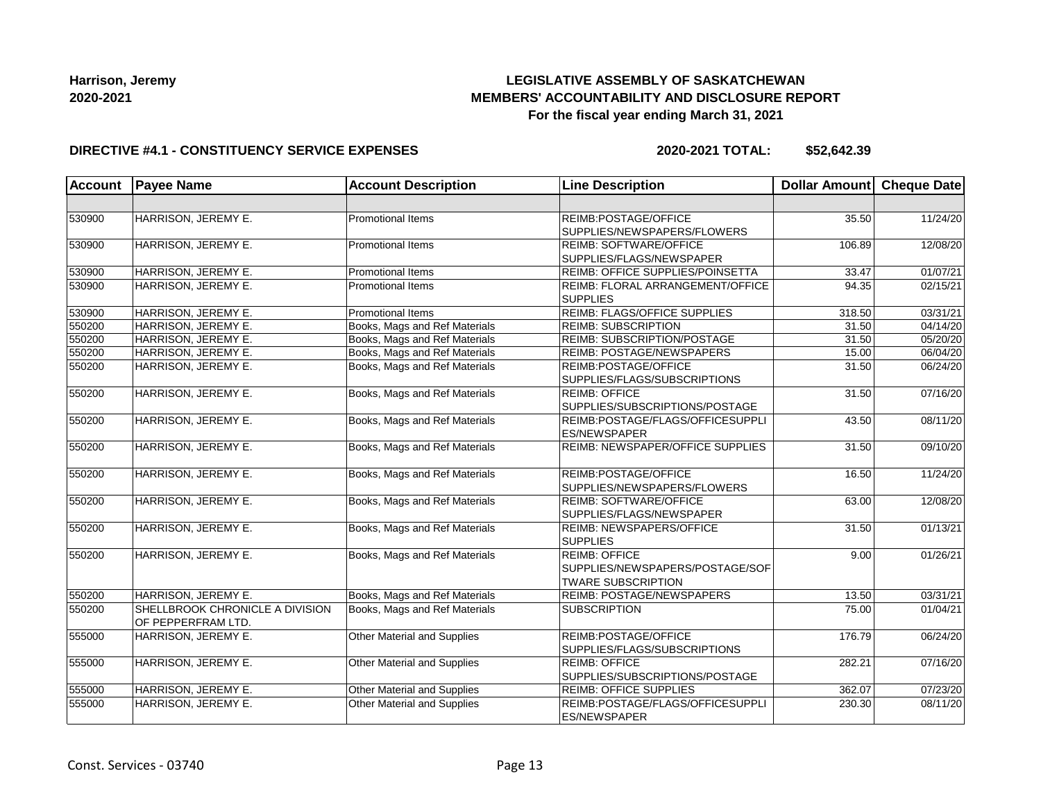Harrison, Jeremy
2020-2021

**LEGISLATIVE ASSEMBLY OF SASKATCHEWAN**
**MEMBERS' ACCOUNTABILITY AND DISCLOSURE REPORT**
**For the fiscal year ending March 31, 2021**

**DIRECTIVE #4.1 - CONSTITUENCY SERVICE EXPENSES** **2020-2021 TOTAL: $52,642.39**

| Account | Payee Name | Account Description | Line Description | Dollar Amount | Cheque Date |
|---|---|---|---|---|---|
| | | | | | |
| 530900 | HARRISON, JEREMY E. | Promotional Items | REIMB:POSTAGE/OFFICE SUPPLIES/NEWSPAPERS/FLOWERS | 35.50 | 11/24/20 |
| 530900 | HARRISON, JEREMY E. | Promotional Items | REIMB: SOFTWARE/OFFICE SUPPLIES/FLAGS/NEWSPAPER | 106.89 | 12/08/20 |
| 530900 | HARRISON, JEREMY E. | Promotional Items | REIMB: OFFICE SUPPLIES/POINSETTA | 33.47 | 01/07/21 |
| 530900 | HARRISON, JEREMY E. | Promotional Items | REIMB: FLORAL ARRANGEMENT/OFFICE SUPPLIES | 94.35 | 02/15/21 |
| 530900 | HARRISON, JEREMY E. | Promotional Items | REIMB: FLAGS/OFFICE SUPPLIES | 318.50 | 03/31/21 |
| 550200 | HARRISON, JEREMY E. | Books, Mags and Ref Materials | REIMB: SUBSCRIPTION | 31.50 | 04/14/20 |
| 550200 | HARRISON, JEREMY E. | Books, Mags and Ref Materials | REIMB: SUBSCRIPTION/POSTAGE | 31.50 | 05/20/20 |
| 550200 | HARRISON, JEREMY E. | Books, Mags and Ref Materials | REIMB: POSTAGE/NEWSPAPERS | 15.00 | 06/04/20 |
| 550200 | HARRISON, JEREMY E. | Books, Mags and Ref Materials | REIMB:POSTAGE/OFFICE SUPPLIES/FLAGS/SUBSCRIPTIONS | 31.50 | 06/24/20 |
| 550200 | HARRISON, JEREMY E. | Books, Mags and Ref Materials | REIMB: OFFICE SUPPLIES/SUBSCRIPTIONS/POSTAGE | 31.50 | 07/16/20 |
| 550200 | HARRISON, JEREMY E. | Books, Mags and Ref Materials | REIMB:POSTAGE/FLAGS/OFFICESUPPLIES/NEWSPAPER | 43.50 | 08/11/20 |
| 550200 | HARRISON, JEREMY E. | Books, Mags and Ref Materials | REIMB: NEWSPAPER/OFFICE SUPPLIES | 31.50 | 09/10/20 |
| 550200 | HARRISON, JEREMY E. | Books, Mags and Ref Materials | REIMB:POSTAGE/OFFICE SUPPLIES/NEWSPAPERS/FLOWERS | 16.50 | 11/24/20 |
| 550200 | HARRISON, JEREMY E. | Books, Mags and Ref Materials | REIMB: SOFTWARE/OFFICE SUPPLIES/FLAGS/NEWSPAPER | 63.00 | 12/08/20 |
| 550200 | HARRISON, JEREMY E. | Books, Mags and Ref Materials | REIMB: NEWSPAPERS/OFFICE SUPPLIES | 31.50 | 01/13/21 |
| 550200 | HARRISON, JEREMY E. | Books, Mags and Ref Materials | REIMB: OFFICE SUPPLIES/NEWSPAPERS/POSTAGE/SOFTWARE SUBSCRIPTION | 9.00 | 01/26/21 |
| 550200 | HARRISON, JEREMY E. | Books, Mags and Ref Materials | REIMB: POSTAGE/NEWSPAPERS | 13.50 | 03/31/21 |
| 550200 | SHELLBROOK CHRONICLE A DIVISION OF PEPPERFRAM LTD. | Books, Mags and Ref Materials | SUBSCRIPTION | 75.00 | 01/04/21 |
| 555000 | HARRISON, JEREMY E. | Other Material and Supplies | REIMB:POSTAGE/OFFICE SUPPLIES/FLAGS/SUBSCRIPTIONS | 176.79 | 06/24/20 |
| 555000 | HARRISON, JEREMY E. | Other Material and Supplies | REIMB: OFFICE SUPPLIES/SUBSCRIPTIONS/POSTAGE | 282.21 | 07/16/20 |
| 555000 | HARRISON, JEREMY E. | Other Material and Supplies | REIMB: OFFICE SUPPLIES | 362.07 | 07/23/20 |
| 555000 | HARRISON, JEREMY E. | Other Material and Supplies | REIMB:POSTAGE/FLAGS/OFFICESUPPLIES/NEWSPAPER | 230.30 | 08/11/20 |

Const. Services - 03740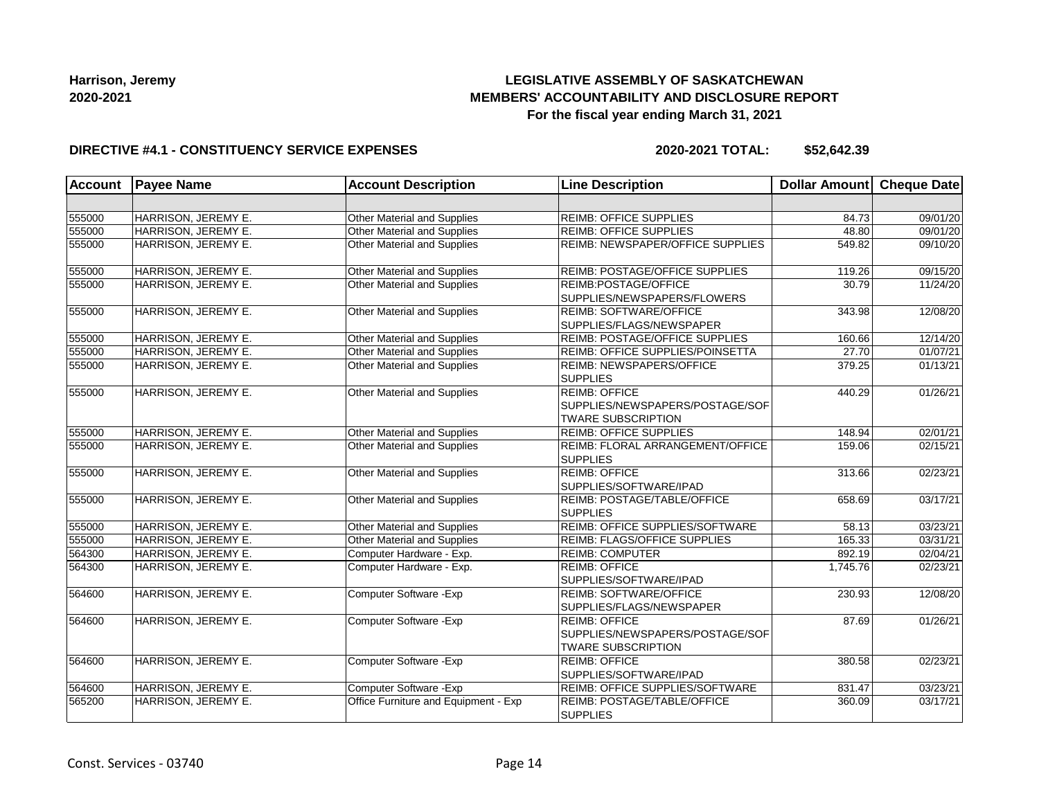**Harrison, Jeremy**
**2020-2021**

**LEGISLATIVE ASSEMBLY OF SASKATCHEWAN**
**MEMBERS' ACCOUNTABILITY AND DISCLOSURE REPORT**
**For the fiscal year ending March 31, 2021**

**DIRECTIVE #4.1 - CONSTITUENCY SERVICE EXPENSES** **2020-2021 TOTAL: $52,642.39**

| Account | Payee Name | Account Description | Line Description | Dollar Amount | Cheque Date |
|---|---|---|---|---|---|
| | | | | | |
| 555000 | HARRISON, JEREMY E. | Other Material and Supplies | REIMB: OFFICE SUPPLIES | 84.73 | 09/01/20 |
| 555000 | HARRISON, JEREMY E. | Other Material and Supplies | REIMB: OFFICE SUPPLIES | 48.80 | 09/01/20 |
| 555000 | HARRISON, JEREMY E. | Other Material and Supplies | REIMB: NEWSPAPER/OFFICE SUPPLIES | 549.82 | 09/10/20 |
| 555000 | HARRISON, JEREMY E. | Other Material and Supplies | REIMB: POSTAGE/OFFICE SUPPLIES | 119.26 | 09/15/20 |
| 555000 | HARRISON, JEREMY E. | Other Material and Supplies | REIMB:POSTAGE/OFFICE SUPPLIES/NEWSPAPERS/FLOWERS | 30.79 | 11/24/20 |
| 555000 | HARRISON, JEREMY E. | Other Material and Supplies | REIMB: SOFTWARE/OFFICE SUPPLIES/FLAGS/NEWSPAPER | 343.98 | 12/08/20 |
| 555000 | HARRISON, JEREMY E. | Other Material and Supplies | REIMB: POSTAGE/OFFICE SUPPLIES | 160.66 | 12/14/20 |
| 555000 | HARRISON, JEREMY E. | Other Material and Supplies | REIMB: OFFICE SUPPLIES/POINSETTA | 27.70 | 01/07/21 |
| 555000 | HARRISON, JEREMY E. | Other Material and Supplies | REIMB: NEWSPAPERS/OFFICE SUPPLIES | 379.25 | 01/13/21 |
| 555000 | HARRISON, JEREMY E. | Other Material and Supplies | REIMB: OFFICE SUPPLIES/NEWSPAPERS/POSTAGE/SOFTWARE SUBSCRIPTION | 440.29 | 01/26/21 |
| 555000 | HARRISON, JEREMY E. | Other Material and Supplies | REIMB: OFFICE SUPPLIES | 148.94 | 02/01/21 |
| 555000 | HARRISON, JEREMY E. | Other Material and Supplies | REIMB: FLORAL ARRANGEMENT/OFFICE SUPPLIES | 159.06 | 02/15/21 |
| 555000 | HARRISON, JEREMY E. | Other Material and Supplies | REIMB: OFFICE SUPPLIES/SOFTWARE/IPAD | 313.66 | 02/23/21 |
| 555000 | HARRISON, JEREMY E. | Other Material and Supplies | REIMB: POSTAGE/TABLE/OFFICE SUPPLIES | 658.69 | 03/17/21 |
| 555000 | HARRISON, JEREMY E. | Other Material and Supplies | REIMB: OFFICE SUPPLIES/SOFTWARE | 58.13 | 03/23/21 |
| 555000 | HARRISON, JEREMY E. | Other Material and Supplies | REIMB: FLAGS/OFFICE SUPPLIES | 165.33 | 03/31/21 |
| 564300 | HARRISON, JEREMY E. | Computer Hardware - Exp. | REIMB: COMPUTER | 892.19 | 02/04/21 |
| 564300 | HARRISON, JEREMY E. | Computer Hardware - Exp. | REIMB: OFFICE SUPPLIES/SOFTWARE/IPAD | 1,745.76 | 02/23/21 |
| 564600 | HARRISON, JEREMY E. | Computer Software -Exp | REIMB: SOFTWARE/OFFICE SUPPLIES/FLAGS/NEWSPAPER | 230.93 | 12/08/20 |
| 564600 | HARRISON, JEREMY E. | Computer Software -Exp | REIMB: OFFICE SUPPLIES/NEWSPAPERS/POSTAGE/SOFTWARE SUBSCRIPTION | 87.69 | 01/26/21 |
| 564600 | HARRISON, JEREMY E. | Computer Software -Exp | REIMB: OFFICE SUPPLIES/SOFTWARE/IPAD | 380.58 | 02/23/21 |
| 564600 | HARRISON, JEREMY E. | Computer Software -Exp | REIMB: OFFICE SUPPLIES/SOFTWARE | 831.47 | 03/23/21 |
| 565200 | HARRISON, JEREMY E. | Office Furniture and Equipment - Exp | REIMB: POSTAGE/TABLE/OFFICE SUPPLIES | 360.09 | 03/17/21 |

Const. Services - 03740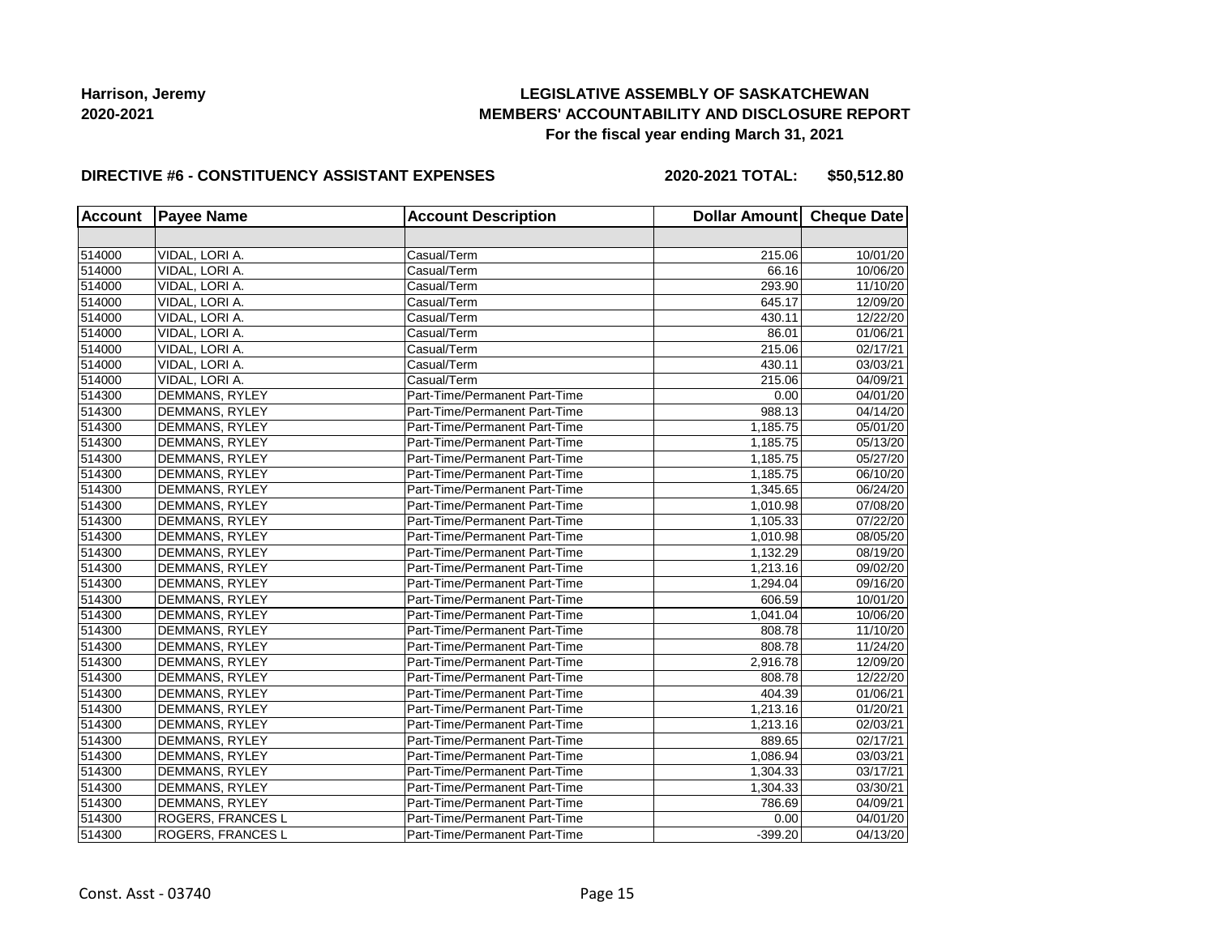**Harrison, Jeremy**
**2020-2021**

**LEGISLATIVE ASSEMBLY OF SASKATCHEWAN**
**MEMBERS' ACCOUNTABILITY AND DISCLOSURE REPORT**
**For the fiscal year ending March 31, 2021**

**DIRECTIVE #6 - CONSTITUENCY ASSISTANT EXPENSES** **2020-2021 TOTAL: $50,512.80**

| Account | Payee Name | Account Description | Dollar Amount | Cheque Date |
|---|---|---|---|---|
| | | | | |
| 514000 | VIDAL, LORI A. | Casual/Term | 215.06 | 10/01/20 |
| 514000 | VIDAL, LORI A. | Casual/Term | 66.16 | 10/06/20 |
| 514000 | VIDAL, LORI A. | Casual/Term | 293.90 | 11/10/20 |
| 514000 | VIDAL, LORI A. | Casual/Term | 645.17 | 12/09/20 |
| 514000 | VIDAL, LORI A. | Casual/Term | 430.11 | 12/22/20 |
| 514000 | VIDAL, LORI A. | Casual/Term | 86.01 | 01/06/21 |
| 514000 | VIDAL, LORI A. | Casual/Term | 215.06 | 02/17/21 |
| 514000 | VIDAL, LORI A. | Casual/Term | 430.11 | 03/03/21 |
| 514000 | VIDAL, LORI A. | Casual/Term | 215.06 | 04/09/21 |
| 514300 | DEMMANS, RYLEY | Part-Time/Permanent Part-Time | 0.00 | 04/01/20 |
| 514300 | DEMMANS, RYLEY | Part-Time/Permanent Part-Time | 988.13 | 04/14/20 |
| 514300 | DEMMANS, RYLEY | Part-Time/Permanent Part-Time | 1,185.75 | 05/01/20 |
| 514300 | DEMMANS, RYLEY | Part-Time/Permanent Part-Time | 1,185.75 | 05/13/20 |
| 514300 | DEMMANS, RYLEY | Part-Time/Permanent Part-Time | 1,185.75 | 05/27/20 |
| 514300 | DEMMANS, RYLEY | Part-Time/Permanent Part-Time | 1,185.75 | 06/10/20 |
| 514300 | DEMMANS, RYLEY | Part-Time/Permanent Part-Time | 1,345.65 | 06/24/20 |
| 514300 | DEMMANS, RYLEY | Part-Time/Permanent Part-Time | 1,010.98 | 07/08/20 |
| 514300 | DEMMANS, RYLEY | Part-Time/Permanent Part-Time | 1,105.33 | 07/22/20 |
| 514300 | DEMMANS, RYLEY | Part-Time/Permanent Part-Time | 1,010.98 | 08/05/20 |
| 514300 | DEMMANS, RYLEY | Part-Time/Permanent Part-Time | 1,132.29 | 08/19/20 |
| 514300 | DEMMANS, RYLEY | Part-Time/Permanent Part-Time | 1,213.16 | 09/02/20 |
| 514300 | DEMMANS, RYLEY | Part-Time/Permanent Part-Time | 1,294.04 | 09/16/20 |
| 514300 | DEMMANS, RYLEY | Part-Time/Permanent Part-Time | 606.59 | 10/01/20 |
| 514300 | DEMMANS, RYLEY | Part-Time/Permanent Part-Time | 1,041.04 | 10/06/20 |
| 514300 | DEMMANS, RYLEY | Part-Time/Permanent Part-Time | 808.78 | 11/10/20 |
| 514300 | DEMMANS, RYLEY | Part-Time/Permanent Part-Time | 808.78 | 11/24/20 |
| 514300 | DEMMANS, RYLEY | Part-Time/Permanent Part-Time | 2,916.78 | 12/09/20 |
| 514300 | DEMMANS, RYLEY | Part-Time/Permanent Part-Time | 808.78 | 12/22/20 |
| 514300 | DEMMANS, RYLEY | Part-Time/Permanent Part-Time | 404.39 | 01/06/21 |
| 514300 | DEMMANS, RYLEY | Part-Time/Permanent Part-Time | 1,213.16 | 01/20/21 |
| 514300 | DEMMANS, RYLEY | Part-Time/Permanent Part-Time | 1,213.16 | 02/03/21 |
| 514300 | DEMMANS, RYLEY | Part-Time/Permanent Part-Time | 889.65 | 02/17/21 |
| 514300 | DEMMANS, RYLEY | Part-Time/Permanent Part-Time | 1,086.94 | 03/03/21 |
| 514300 | DEMMANS, RYLEY | Part-Time/Permanent Part-Time | 1,304.33 | 03/17/21 |
| 514300 | DEMMANS, RYLEY | Part-Time/Permanent Part-Time | 1,304.33 | 03/30/21 |
| 514300 | DEMMANS, RYLEY | Part-Time/Permanent Part-Time | 786.69 | 04/09/21 |
| 514300 | ROGERS, FRANCES L | Part-Time/Permanent Part-Time | 0.00 | 04/01/20 |
| 514300 | ROGERS, FRANCES L | Part-Time/Permanent Part-Time | -399.20 | 04/13/20 |

Const. Asst - 03740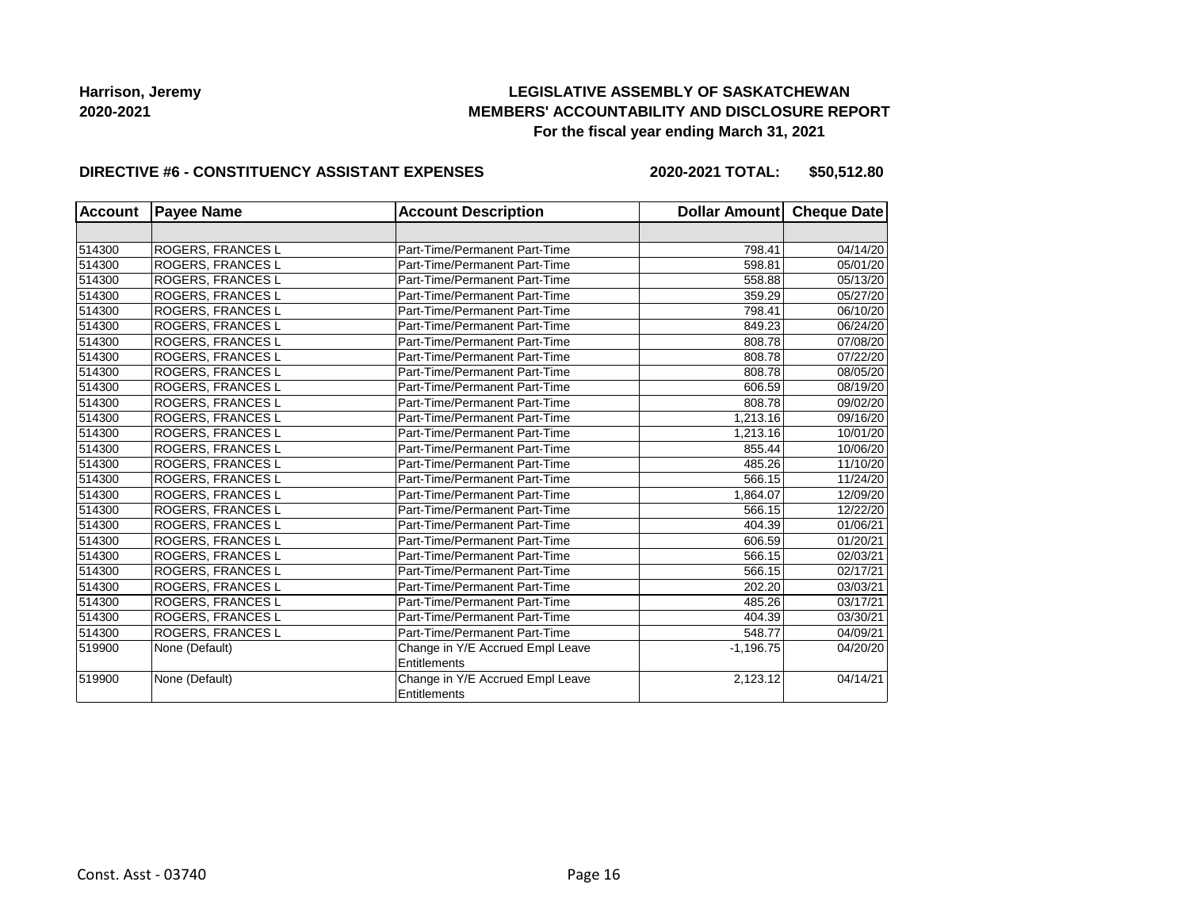**Harrison, Jeremy**
**2020-2021**

**LEGISLATIVE ASSEMBLY OF SASKATCHEWAN**
**MEMBERS' ACCOUNTABILITY AND DISCLOSURE REPORT**
**For the fiscal year ending March 31, 2021**

**DIRECTIVE #6 - CONSTITUENCY ASSISTANT EXPENSES** **2020-2021 TOTAL: $50,512.80**

| Account | Payee Name | Account Description | Dollar Amount | Cheque Date |
|---|---|---|---|---|
| | | | | |
| 514300 | ROGERS, FRANCES L | Part-Time/Permanent Part-Time | 798.41 | 04/14/20 |
| 514300 | ROGERS, FRANCES L | Part-Time/Permanent Part-Time | 598.81 | 05/01/20 |
| 514300 | ROGERS, FRANCES L | Part-Time/Permanent Part-Time | 558.88 | 05/13/20 |
| 514300 | ROGERS, FRANCES L | Part-Time/Permanent Part-Time | 359.29 | 05/27/20 |
| 514300 | ROGERS, FRANCES L | Part-Time/Permanent Part-Time | 798.41 | 06/10/20 |
| 514300 | ROGERS, FRANCES L | Part-Time/Permanent Part-Time | 849.23 | 06/24/20 |
| 514300 | ROGERS, FRANCES L | Part-Time/Permanent Part-Time | 808.78 | 07/08/20 |
| 514300 | ROGERS, FRANCES L | Part-Time/Permanent Part-Time | 808.78 | 07/22/20 |
| 514300 | ROGERS, FRANCES L | Part-Time/Permanent Part-Time | 808.78 | 08/05/20 |
| 514300 | ROGERS, FRANCES L | Part-Time/Permanent Part-Time | 606.59 | 08/19/20 |
| 514300 | ROGERS, FRANCES L | Part-Time/Permanent Part-Time | 808.78 | 09/02/20 |
| 514300 | ROGERS, FRANCES L | Part-Time/Permanent Part-Time | 1,213.16 | 09/16/20 |
| 514300 | ROGERS, FRANCES L | Part-Time/Permanent Part-Time | 1,213.16 | 10/01/20 |
| 514300 | ROGERS, FRANCES L | Part-Time/Permanent Part-Time | 855.44 | 10/06/20 |
| 514300 | ROGERS, FRANCES L | Part-Time/Permanent Part-Time | 485.26 | 11/10/20 |
| 514300 | ROGERS, FRANCES L | Part-Time/Permanent Part-Time | 566.15 | 11/24/20 |
| 514300 | ROGERS, FRANCES L | Part-Time/Permanent Part-Time | 1,864.07 | 12/09/20 |
| 514300 | ROGERS, FRANCES L | Part-Time/Permanent Part-Time | 566.15 | 12/22/20 |
| 514300 | ROGERS, FRANCES L | Part-Time/Permanent Part-Time | 404.39 | 01/06/21 |
| 514300 | ROGERS, FRANCES L | Part-Time/Permanent Part-Time | 606.59 | 01/20/21 |
| 514300 | ROGERS, FRANCES L | Part-Time/Permanent Part-Time | 566.15 | 02/03/21 |
| 514300 | ROGERS, FRANCES L | Part-Time/Permanent Part-Time | 566.15 | 02/17/21 |
| 514300 | ROGERS, FRANCES L | Part-Time/Permanent Part-Time | 202.20 | 03/03/21 |
| 514300 | ROGERS, FRANCES L | Part-Time/Permanent Part-Time | 485.26 | 03/17/21 |
| 514300 | ROGERS, FRANCES L | Part-Time/Permanent Part-Time | 404.39 | 03/30/21 |
| 514300 | ROGERS, FRANCES L | Part-Time/Permanent Part-Time | 548.77 | 04/09/21 |
| 519900 | None (Default) | Change in Y/E Accrued Empl Leave Entitlements | -1,196.75 | 04/20/20 |
| 519900 | None (Default) | Change in Y/E Accrued Empl Leave Entitlements | 2,123.12 | 04/14/21 |

Const. Asst - 03740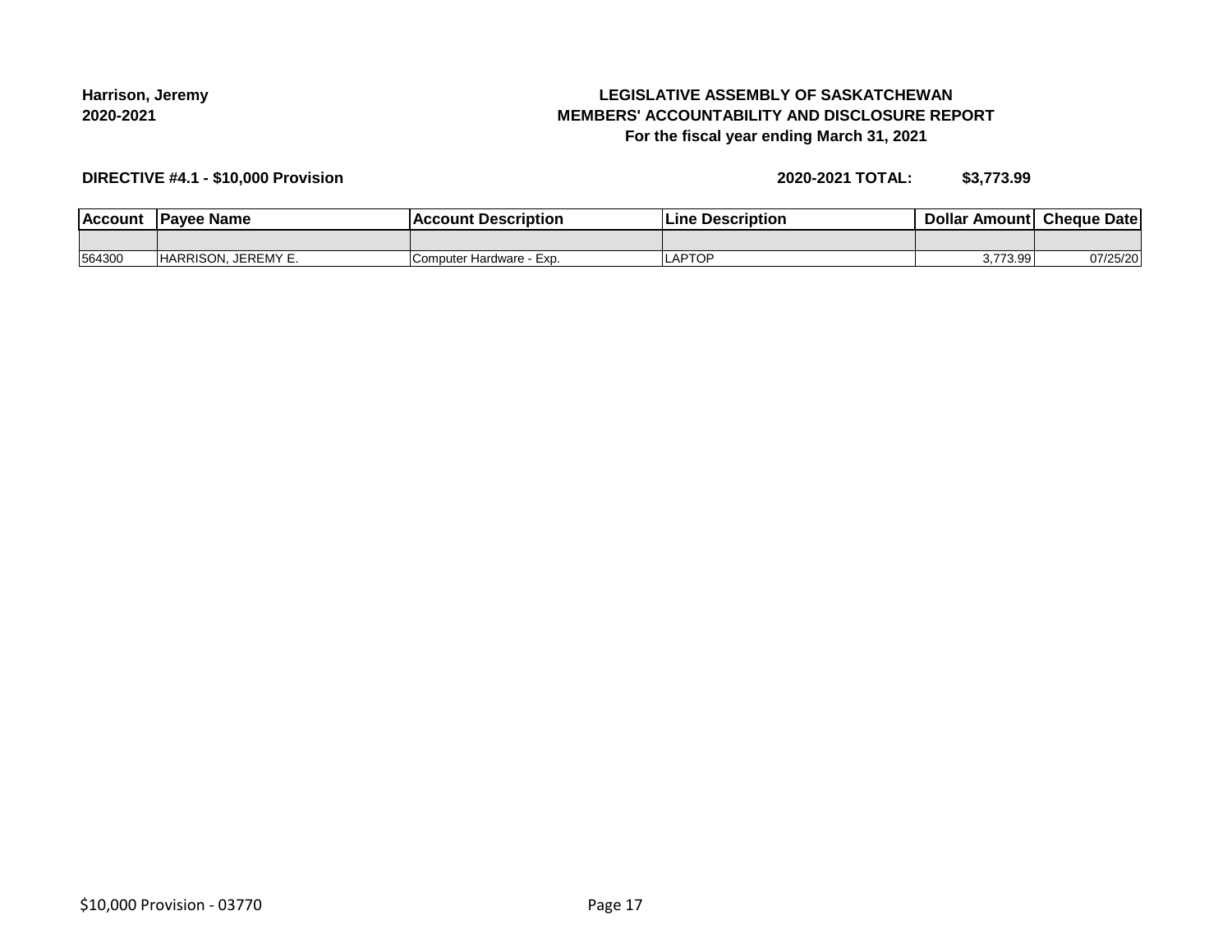**Harrison, Jeremy**
**2020-2021**

**LEGISLATIVE ASSEMBLY OF SASKATCHEWAN**
**MEMBERS' ACCOUNTABILITY AND DISCLOSURE REPORT**
**For the fiscal year ending March 31, 2021**

**DIRECTIVE #4.1 - $10,000 Provision** **2020-2021 TOTAL: $3,773.99**

| Account | Payee Name | Account Description | Line Description | Dollar Amount | Cheque Date |
|---|---|---|---|---|---|
| | | | | | |
| 564300 | HARRISON, JEREMY E. | Computer Hardware - Exp. | LAPTOP | 3,773.99 | 07/25/20 |

$10,000 Provision - 03770